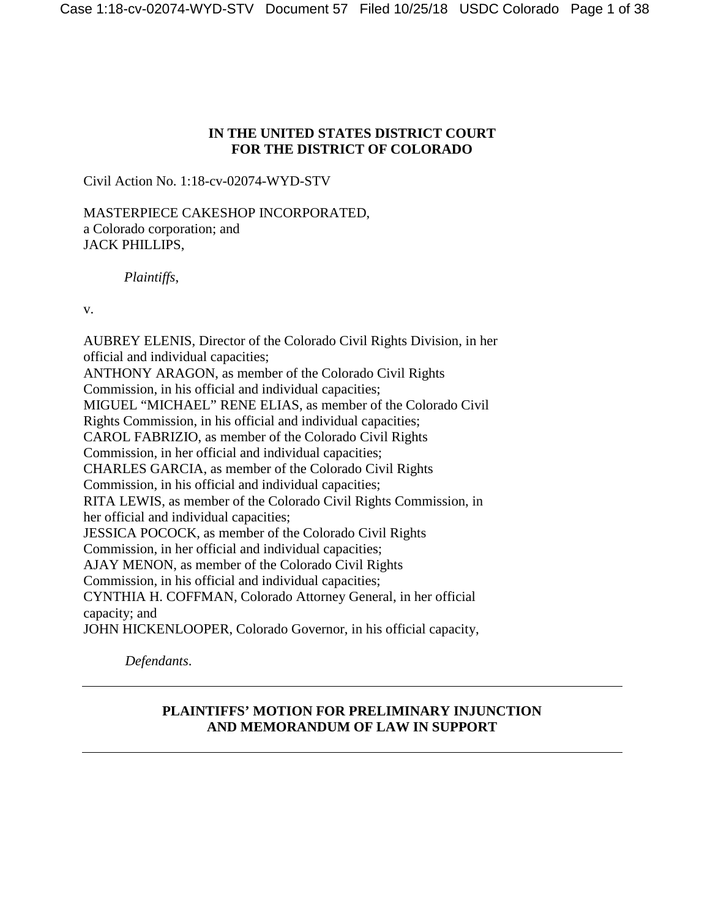**IN THE UNITED STATES DISTRICT COURT**
**FOR THE DISTRICT OF COLORADO**

Civil Action No. 1:18-cv-02074-WYD-STV

MASTERPIECE CAKESHOP INCORPORATED,
a Colorado corporation; and
JACK PHILLIPS,

*Plaintiffs*,

v.

AUBREY ELENIS, Director of the Colorado Civil Rights Division, in her official and individual capacities;
ANTHONY ARAGON, as member of the Colorado Civil Rights Commission, in his official and individual capacities;
MIGUEL "MICHAEL" RENE ELIAS, as member of the Colorado Civil Rights Commission, in his official and individual capacities;
CAROL FABRIZIO, as member of the Colorado Civil Rights Commission, in her official and individual capacities;
CHARLES GARCIA, as member of the Colorado Civil Rights Commission, in his official and individual capacities;
RITA LEWIS, as member of the Colorado Civil Rights Commission, in her official and individual capacities;
JESSICA POCOCK, as member of the Colorado Civil Rights Commission, in her official and individual capacities;
AJAY MENON, as member of the Colorado Civil Rights Commission, in his official and individual capacities;
CYNTHIA H. COFFMAN, Colorado Attorney General, in her official capacity; and
JOHN HICKENLOOPER, Colorado Governor, in his official capacity,

*Defendants*.

---

**PLAINTIFFS' MOTION FOR PRELIMINARY INJUNCTION**
**AND MEMORANDUM OF LAW IN SUPPORT**

---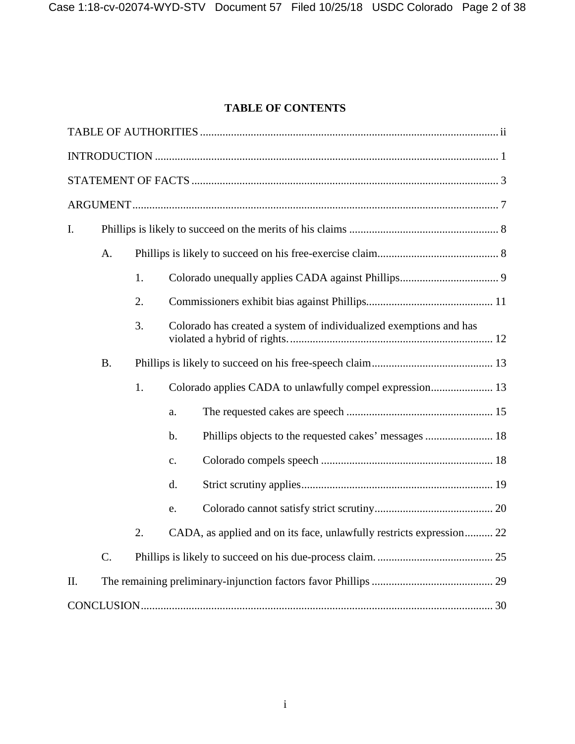# TABLE OF CONTENTS

TABLE OF AUTHORITIES ........................................................................................................ ii

INTRODUCTION ........................................................................................................................ 1

STATEMENT OF FACTS ........................................................................................................... 3

ARGUMENT ................................................................................................................................ 7

I. Phillips is likely to succeed on the merits of his claims ..................................................... 8

- A. Phillips is likely to succeed on his free-exercise claim ........................................... 8
  - 1. Colorado unequally applies CADA against Phillips ................................... 9
  - 2. Commissioners exhibit bias against Phillips ............................................ 11
  - 3. Colorado has created a system of individualized exemptions and has violated a hybrid of rights. ....................................................................... 12
- B. Phillips is likely to succeed on his free-speech claim ........................................... 13
  - 1. Colorado applies CADA to unlawfully compel expression ...................... 13
    - a. The requested cakes are speech .................................................... 15
    - b. Phillips objects to the requested cakes' messages ........................ 18
    - c. Colorado compels speech ............................................................. 18
    - d. Strict scrutiny applies ................................................................... 19
    - e. Colorado cannot satisfy strict scrutiny .......................................... 20
  - 2. CADA, as applied and on its face, unlawfully restricts expression .......... 22
- C. Phillips is likely to succeed on his due-process claim. ......................................... 25

II. The remaining preliminary-injunction factors favor Phillips ........................................... 29

CONCLUSION ............................................................................................................................ 30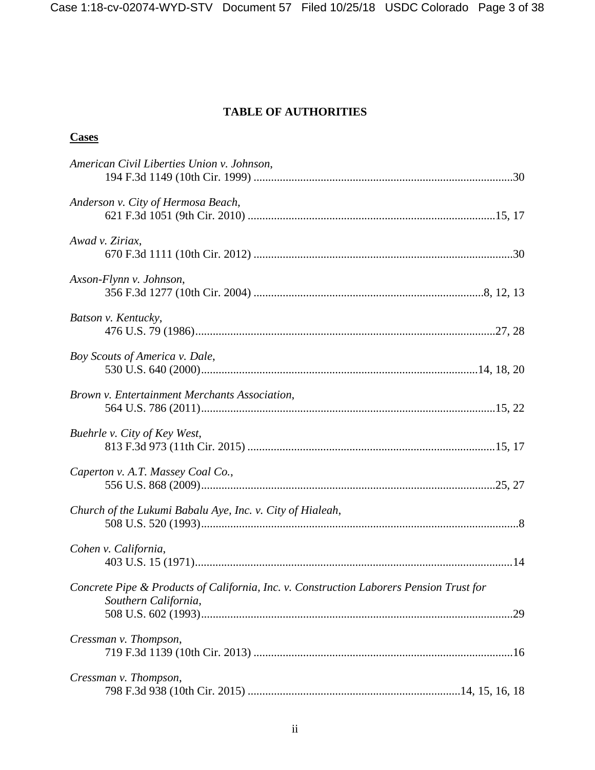# TABLE OF AUTHORITIES

**Cases**

*American Civil Liberties Union v. Johnson*,
194 F.3d 1149 (10th Cir. 1999) ........................................................................................30

*Anderson v. City of Hermosa Beach*,
621 F.3d 1051 (9th Cir. 2010) ....................................................................................15, 17

*Awad v. Ziriax*,
670 F.3d 1111 (10th Cir. 2012) ........................................................................................30

*Axson-Flynn v. Johnson*,
356 F.3d 1277 (10th Cir. 2004) .............................................................................8, 12, 13

*Batson v. Kentucky*,
476 U.S. 79 (1986).....................................................................................................27, 28

*Boy Scouts of America v. Dale*,
530 U.S. 640 (2000)..............................................................................................14, 18, 20

*Brown v. Entertainment Merchants Association*,
564 U.S. 786 (2011)...................................................................................................15, 22

*Buehrle v. City of Key West*,
813 F.3d 973 (11th Cir. 2015) ....................................................................................15, 17

*Caperton v. A.T. Massey Coal Co.*,
556 U.S. 868 (2009)....................................................................................................25, 27

*Church of the Lukumi Babalu Aye, Inc. v. City of Hialeah*,
508 U.S. 520 (1993)............................................................................................................8

*Cohen v. California*,
403 U.S. 15 (1971)............................................................................................................14

*Concrete Pipe & Products of California, Inc. v. Construction Laborers Pension Trust for Southern California*,
508 U.S. 602 (1993)..........................................................................................................29

*Cressman v. Thompson*,
719 F.3d 1139 (10th Cir. 2013) ........................................................................................16

*Cressman v. Thompson*,
798 F.3d 938 (10th Cir. 2015) ........................................................................14, 15, 16, 18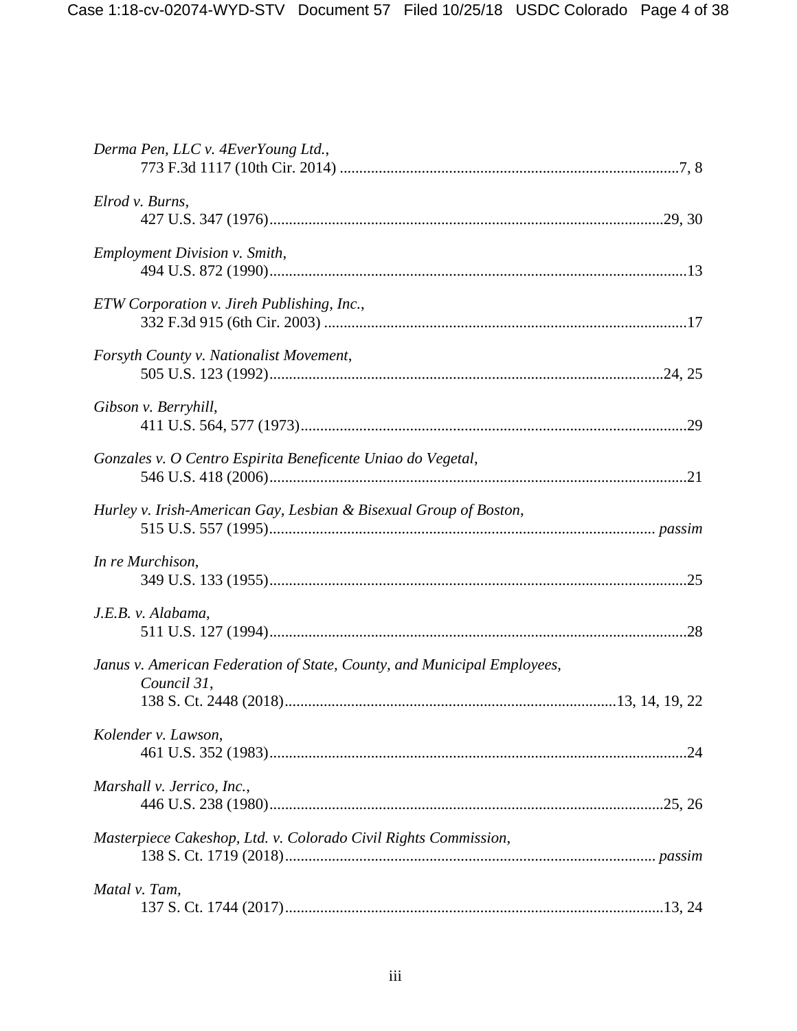*Derma Pen, LLC v. 4EverYoung Ltd.*,
773 F.3d 1117 (10th Cir. 2014) ........................................................................................7, 8

*Elrod v. Burns*,
427 U.S. 347 (1976)....................................................................................................29, 30

*Employment Division v. Smith*,
494 U.S. 872 (1990)..........................................................................................................13

*ETW Corporation v. Jireh Publishing, Inc.*,
332 F.3d 915 (6th Cir. 2003) .............................................................................................17

*Forsyth County v. Nationalist Movement*,
505 U.S. 123 (1992)....................................................................................................24, 25

*Gibson v. Berryhill*,
411 U.S. 564, 577 (1973)..................................................................................................29

*Gonzales v. O Centro Espirita Beneficente Uniao do Vegetal*,
546 U.S. 418 (2006)..........................................................................................................21

*Hurley v. Irish-American Gay, Lesbian & Bisexual Group of Boston*,
515 U.S. 557 (1995).................................................................................................. *passim*

*In re Murchison*,
349 U.S. 133 (1955)..........................................................................................................25

*J.E.B. v. Alabama*,
511 U.S. 127 (1994)..........................................................................................................28

*Janus v. American Federation of State, County, and Municipal Employees, Council 31*,
138 S. Ct. 2448 (2018)....................................................................................13, 14, 19, 22

*Kolender v. Lawson*,
461 U.S. 352 (1983)..........................................................................................................24

*Marshall v. Jerrico, Inc.*,
446 U.S. 238 (1980).....................................................................................................25, 26

*Masterpiece Cakeshop, Ltd. v. Colorado Civil Rights Commission*,
138 S. Ct. 1719 (2018).............................................................................................. *passim*

*Matal v. Tam*,
137 S. Ct. 1744 (2017)................................................................................................13, 24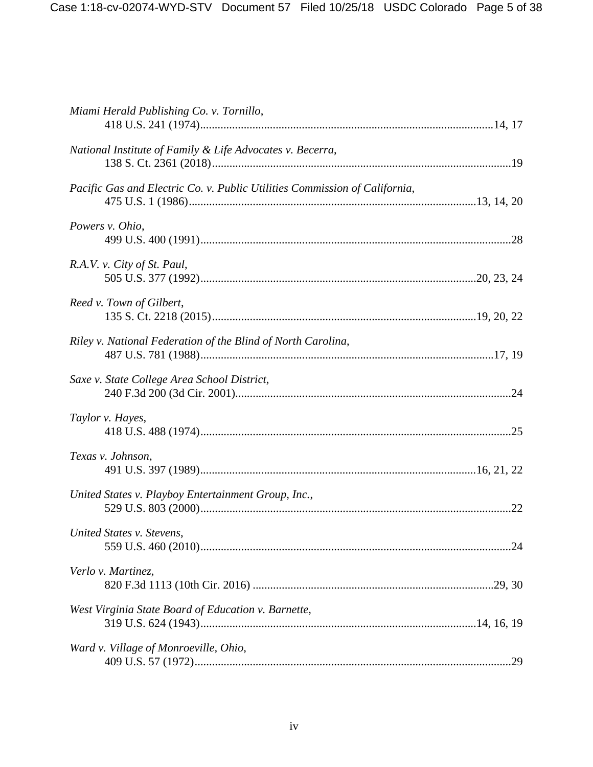*Miami Herald Publishing Co. v. Tornillo*,
418 U.S. 241 (1974)....................................................................................................14, 17

*National Institute of Family & Life Advocates v. Becerra*,
138 S. Ct. 2361 (2018)......................................................................................................19

*Pacific Gas and Electric Co. v. Public Utilities Commission of California*,
475 U.S. 1 (1986)...................................................................................................13, 14, 20

*Powers v. Ohio*,
499 U.S. 400 (1991)..........................................................................................................28

*R.A.V. v. City of St. Paul*,
505 U.S. 377 (1992)..............................................................................................20, 23, 24

*Reed v. Town of Gilbert*,
135 S. Ct. 2218 (2015)...........................................................................................19, 20, 22

*Riley v. National Federation of the Blind of North Carolina*,
487 U.S. 781 (1988).....................................................................................................17, 19

*Saxe v. State College Area School District*,
240 F.3d 200 (3d Cir. 2001)..............................................................................................24

*Taylor v. Hayes*,
418 U.S. 488 (1974)..........................................................................................................25

*Texas v. Johnson*,
491 U.S. 397 (1989)..............................................................................................16, 21, 22

*United States v. Playboy Entertainment Group, Inc.*,
529 U.S. 803 (2000)..........................................................................................................22

*United States v. Stevens*,
559 U.S. 460 (2010)..........................................................................................................24

*Verlo v. Martinez*,
820 F.3d 1113 (10th Cir. 2016) ...................................................................................29, 30

*West Virginia State Board of Education v. Barnette*,
319 U.S. 624 (1943)..............................................................................................14, 16, 19

*Ward v. Village of Monroeville, Ohio*,
409 U.S. 57 (1972)............................................................................................................29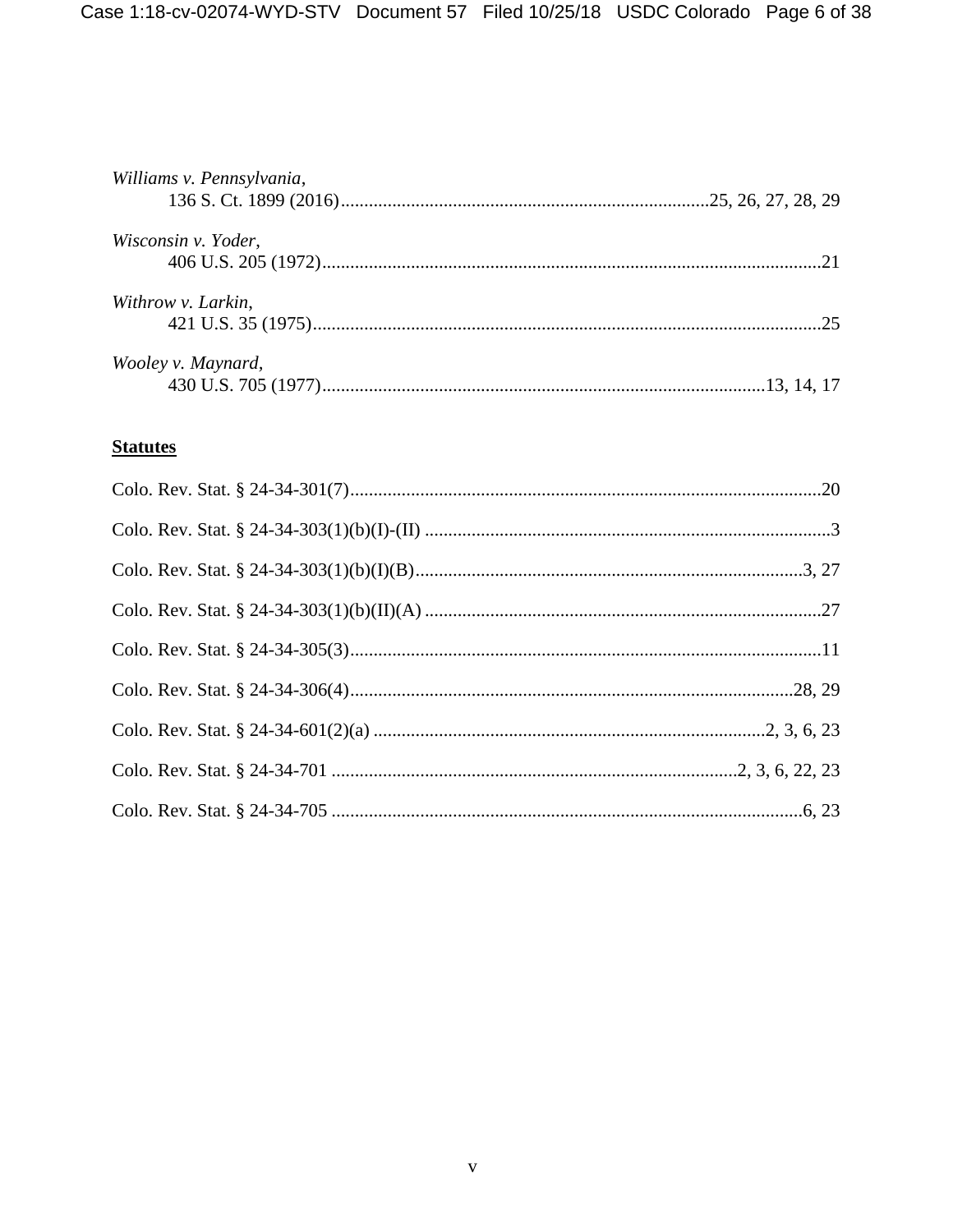*Williams v. Pennsylvania*,
136 S. Ct. 1899 (2016)..............................................................................25, 26, 27, 28, 29

*Wisconsin v. Yoder*,
406 U.S. 205 (1972)..........................................................................................................21

*Withrow v. Larkin*,
421 U.S. 35 (1975)............................................................................................................25

*Wooley v. Maynard*,
430 U.S. 705 (1977)..............................................................................................13, 14, 17

**Statutes**

Colo. Rev. Stat. § 24-34-301(7)......................................................................................................20

Colo. Rev. Stat. § 24-34-303(1)(b)(I)-(II) .......................................................................................3

Colo. Rev. Stat. § 24-34-303(1)(b)(I)(B)....................................................................................3, 27

Colo. Rev. Stat. § 24-34-303(1)(b)(II)(A) ......................................................................................27

Colo. Rev. Stat. § 24-34-305(3)......................................................................................................11

Colo. Rev. Stat. § 24-34-306(4)...............................................................................................28, 29

Colo. Rev. Stat. § 24-34-601(2)(a) ...................................................................................2, 3, 6, 23

Colo. Rev. Stat. § 24-34-701 ....................................................................................2, 3, 6, 22, 23

Colo. Rev. Stat. § 24-34-705 ......................................................................................................6, 23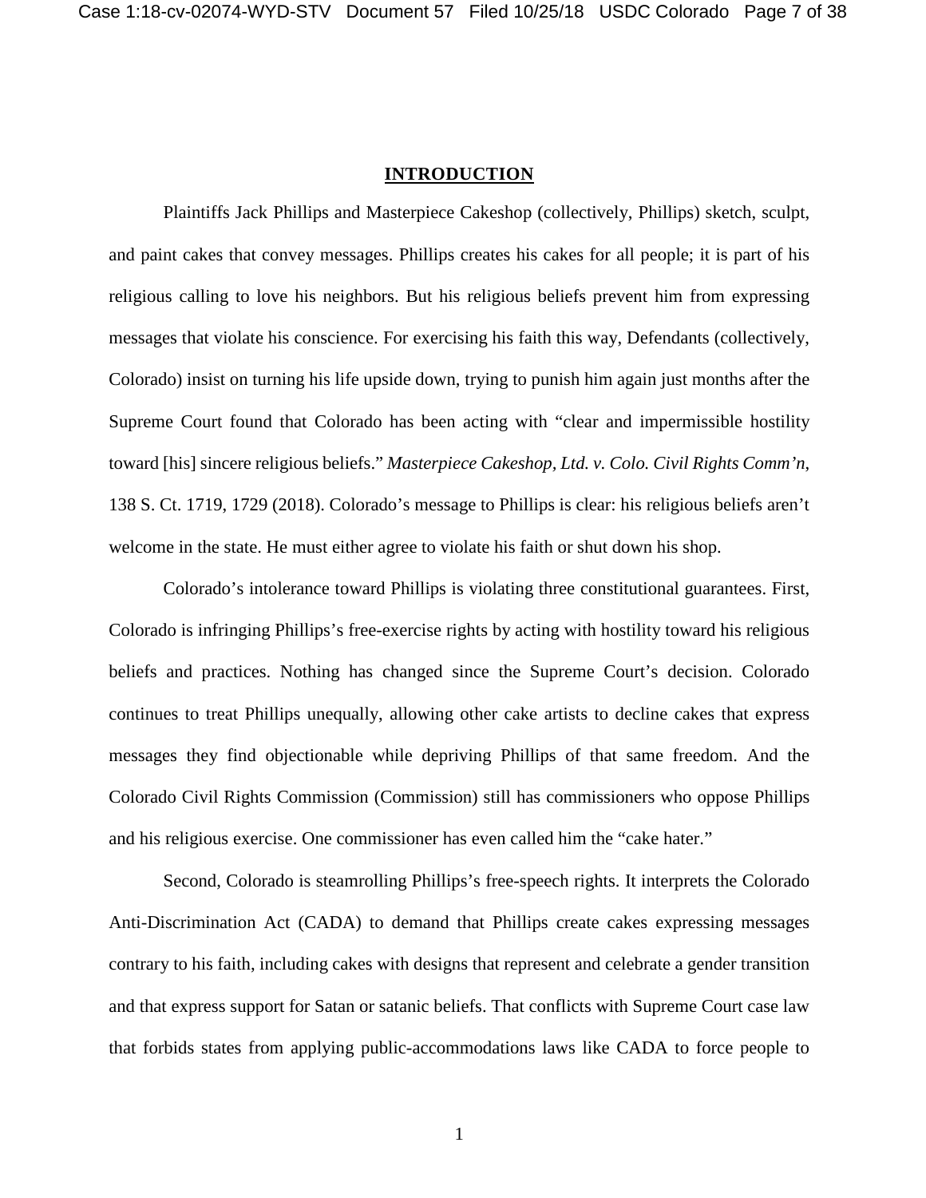## INTRODUCTION

Plaintiffs Jack Phillips and Masterpiece Cakeshop (collectively, Phillips) sketch, sculpt, and paint cakes that convey messages. Phillips creates his cakes for all people; it is part of his religious calling to love his neighbors. But his religious beliefs prevent him from expressing messages that violate his conscience. For exercising his faith this way, Defendants (collectively, Colorado) insist on turning his life upside down, trying to punish him again just months after the Supreme Court found that Colorado has been acting with "clear and impermissible hostility toward [his] sincere religious beliefs." *Masterpiece Cakeshop, Ltd. v. Colo. Civil Rights Comm'n*, 138 S. Ct. 1719, 1729 (2018). Colorado's message to Phillips is clear: his religious beliefs aren't welcome in the state. He must either agree to violate his faith or shut down his shop.

Colorado's intolerance toward Phillips is violating three constitutional guarantees. First, Colorado is infringing Phillips's free-exercise rights by acting with hostility toward his religious beliefs and practices. Nothing has changed since the Supreme Court's decision. Colorado continues to treat Phillips unequally, allowing other cake artists to decline cakes that express messages they find objectionable while depriving Phillips of that same freedom. And the Colorado Civil Rights Commission (Commission) still has commissioners who oppose Phillips and his religious exercise. One commissioner has even called him the "cake hater."

Second, Colorado is steamrolling Phillips's free-speech rights. It interprets the Colorado Anti-Discrimination Act (CADA) to demand that Phillips create cakes expressing messages contrary to his faith, including cakes with designs that represent and celebrate a gender transition and that express support for Satan or satanic beliefs. That conflicts with Supreme Court case law that forbids states from applying public-accommodations laws like CADA to force people to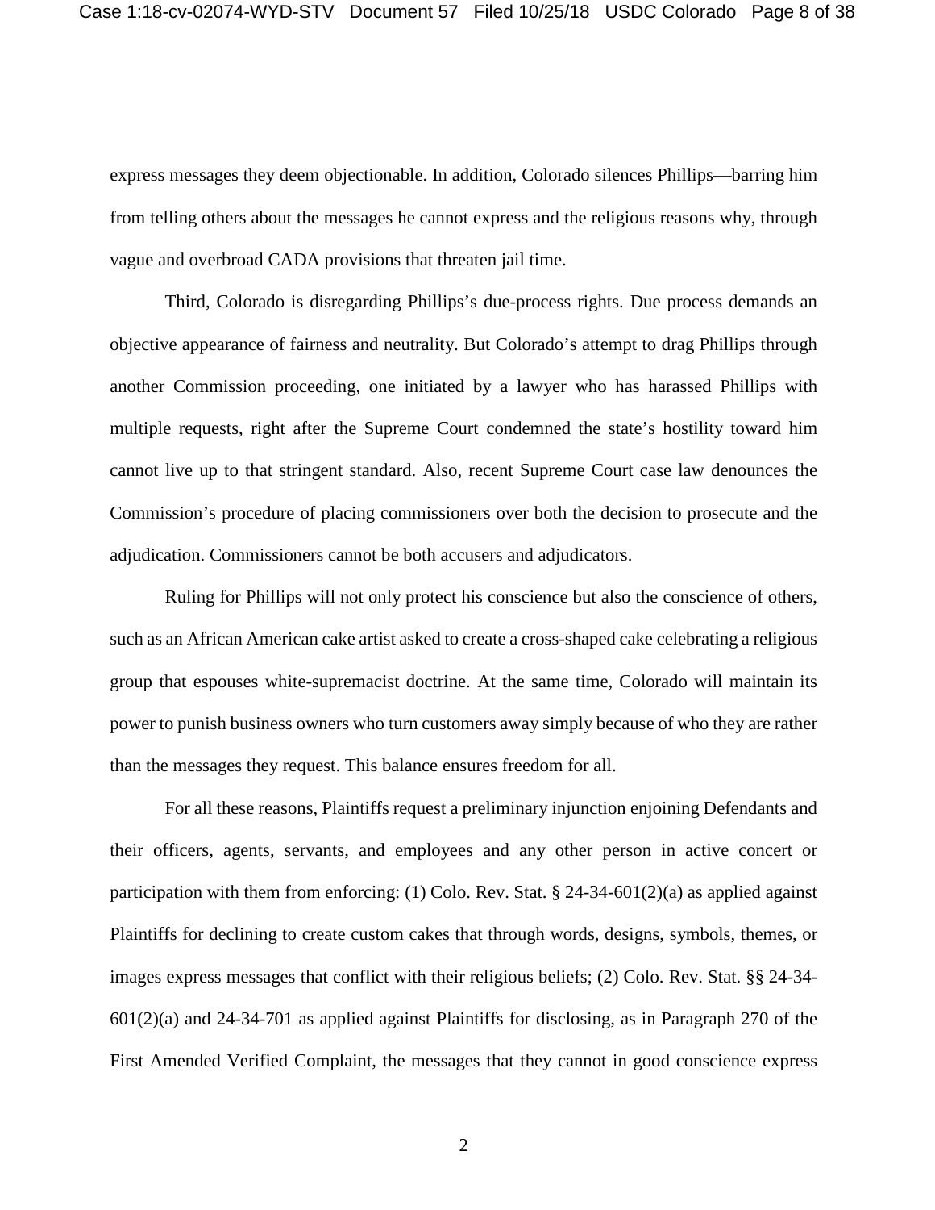express messages they deem objectionable. In addition, Colorado silences Phillips—barring him from telling others about the messages he cannot express and the religious reasons why, through vague and overbroad CADA provisions that threaten jail time.

Third, Colorado is disregarding Phillips's due-process rights. Due process demands an objective appearance of fairness and neutrality. But Colorado's attempt to drag Phillips through another Commission proceeding, one initiated by a lawyer who has harassed Phillips with multiple requests, right after the Supreme Court condemned the state's hostility toward him cannot live up to that stringent standard. Also, recent Supreme Court case law denounces the Commission's procedure of placing commissioners over both the decision to prosecute and the adjudication. Commissioners cannot be both accusers and adjudicators.

Ruling for Phillips will not only protect his conscience but also the conscience of others, such as an African American cake artist asked to create a cross-shaped cake celebrating a religious group that espouses white-supremacist doctrine. At the same time, Colorado will maintain its power to punish business owners who turn customers away simply because of who they are rather than the messages they request. This balance ensures freedom for all.

For all these reasons, Plaintiffs request a preliminary injunction enjoining Defendants and their officers, agents, servants, and employees and any other person in active concert or participation with them from enforcing: (1) Colo. Rev. Stat. § 24-34-601(2)(a) as applied against Plaintiffs for declining to create custom cakes that through words, designs, symbols, themes, or images express messages that conflict with their religious beliefs; (2) Colo. Rev. Stat. §§ 24-34-601(2)(a) and 24-34-701 as applied against Plaintiffs for disclosing, as in Paragraph 270 of the First Amended Verified Complaint, the messages that they cannot in good conscience express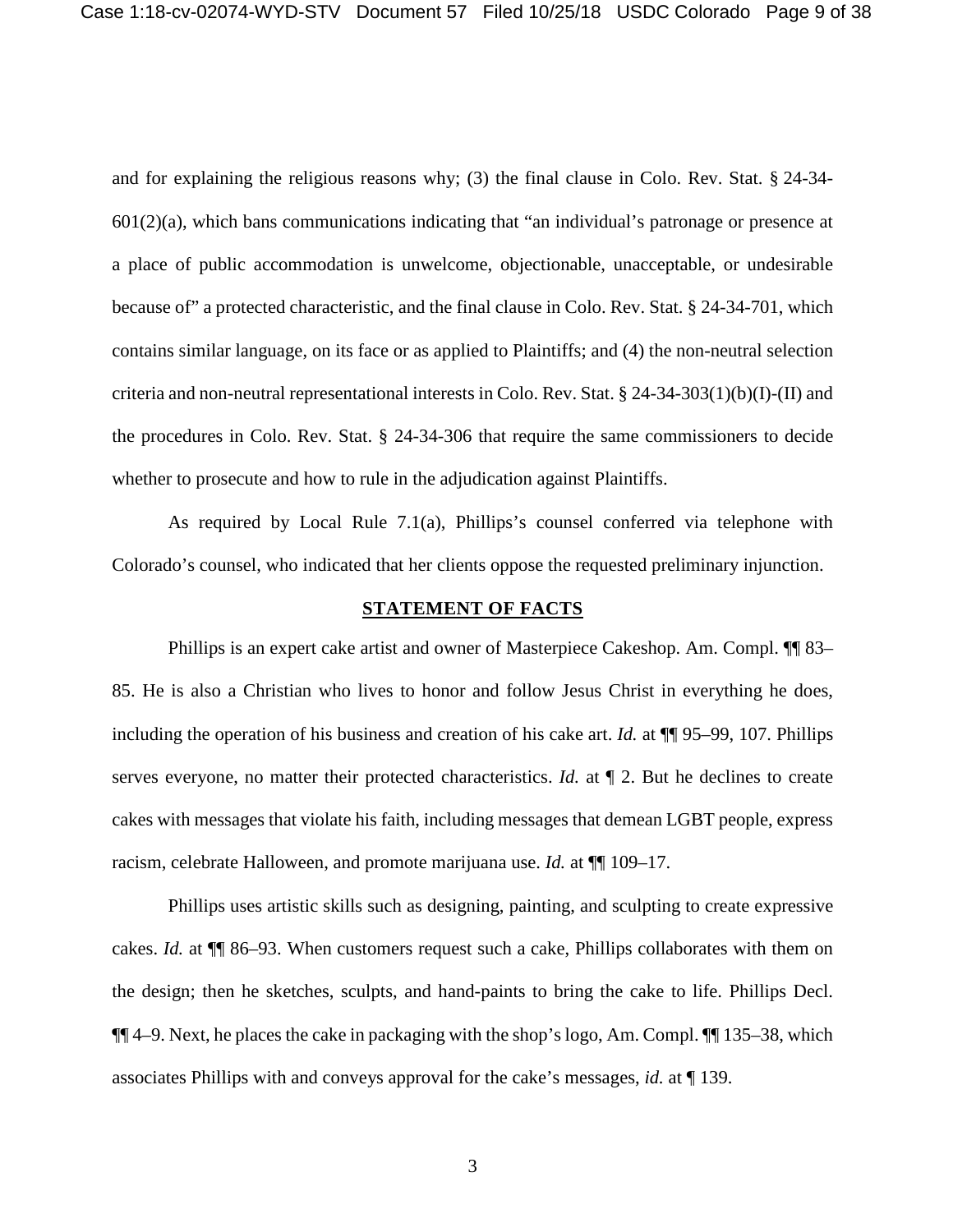and for explaining the religious reasons why; (3) the final clause in Colo. Rev. Stat. § 24-34-601(2)(a), which bans communications indicating that "an individual's patronage or presence at a place of public accommodation is unwelcome, objectionable, unacceptable, or undesirable because of" a protected characteristic, and the final clause in Colo. Rev. Stat. § 24-34-701, which contains similar language, on its face or as applied to Plaintiffs; and (4) the non-neutral selection criteria and non-neutral representational interests in Colo. Rev. Stat. § 24-34-303(1)(b)(I)-(II) and the procedures in Colo. Rev. Stat. § 24-34-306 that require the same commissioners to decide whether to prosecute and how to rule in the adjudication against Plaintiffs.

As required by Local Rule 7.1(a), Phillips's counsel conferred via telephone with Colorado's counsel, who indicated that her clients oppose the requested preliminary injunction.

## STATEMENT OF FACTS

Phillips is an expert cake artist and owner of Masterpiece Cakeshop. Am. Compl. ¶¶ 83–85. He is also a Christian who lives to honor and follow Jesus Christ in everything he does, including the operation of his business and creation of his cake art. *Id.* at ¶¶ 95–99, 107. Phillips serves everyone, no matter their protected characteristics. *Id.* at ¶ 2. But he declines to create cakes with messages that violate his faith, including messages that demean LGBT people, express racism, celebrate Halloween, and promote marijuana use. *Id.* at ¶¶ 109–17.

Phillips uses artistic skills such as designing, painting, and sculpting to create expressive cakes. *Id.* at ¶¶ 86–93. When customers request such a cake, Phillips collaborates with them on the design; then he sketches, sculpts, and hand-paints to bring the cake to life. Phillips Decl. ¶¶ 4–9. Next, he places the cake in packaging with the shop's logo, Am. Compl. ¶¶ 135–38, which associates Phillips with and conveys approval for the cake's messages, *id.* at ¶ 139.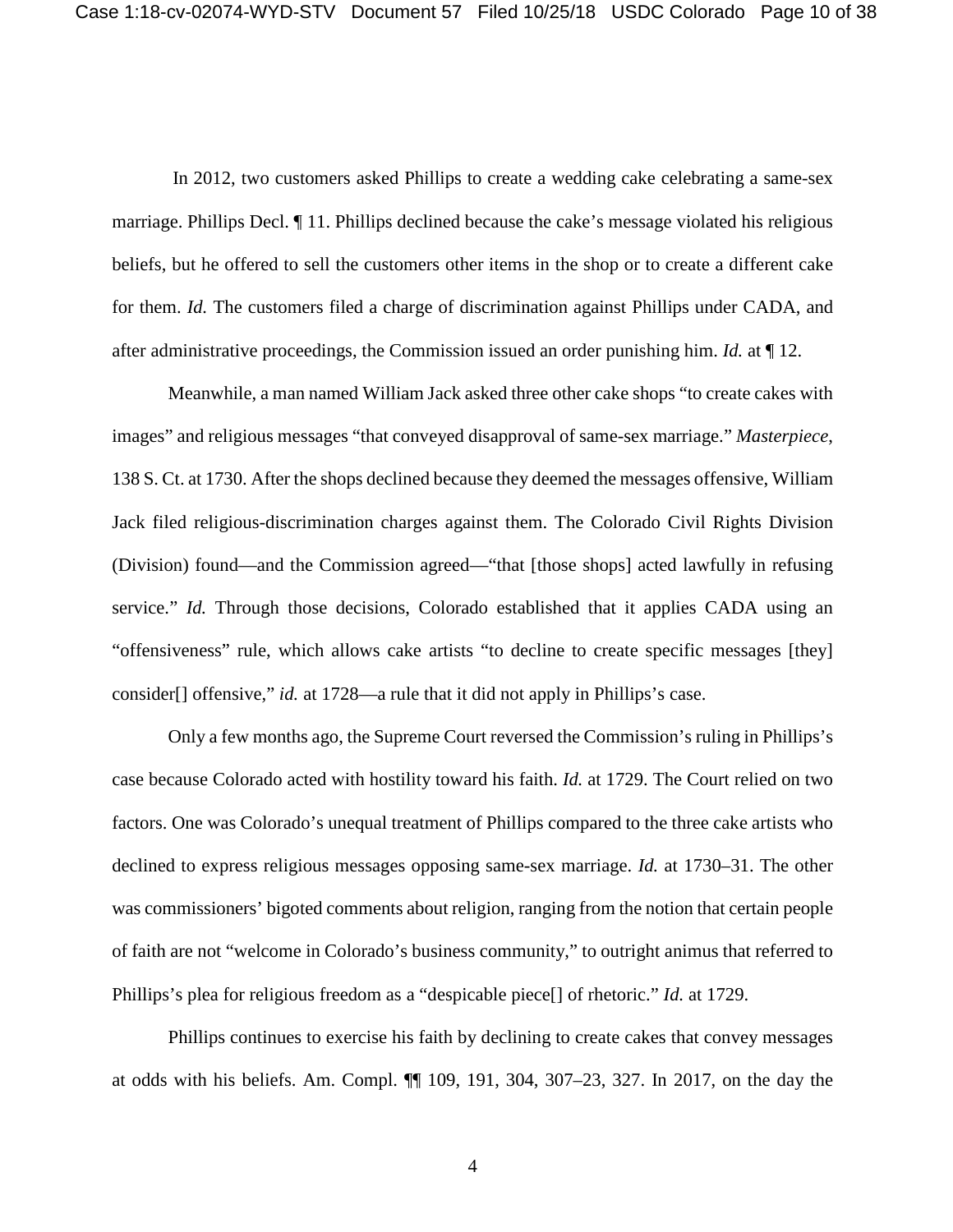In 2012, two customers asked Phillips to create a wedding cake celebrating a same-sex marriage. Phillips Decl. ¶ 11. Phillips declined because the cake's message violated his religious beliefs, but he offered to sell the customers other items in the shop or to create a different cake for them. *Id.* The customers filed a charge of discrimination against Phillips under CADA, and after administrative proceedings, the Commission issued an order punishing him. *Id.* at ¶ 12.

Meanwhile, a man named William Jack asked three other cake shops "to create cakes with images" and religious messages "that conveyed disapproval of same-sex marriage." *Masterpiece*, 138 S. Ct. at 1730. After the shops declined because they deemed the messages offensive, William Jack filed religious-discrimination charges against them. The Colorado Civil Rights Division (Division) found—and the Commission agreed—"that [those shops] acted lawfully in refusing service." *Id.* Through those decisions, Colorado established that it applies CADA using an "offensiveness" rule, which allows cake artists "to decline to create specific messages [they] consider[] offensive," *id.* at 1728—a rule that it did not apply in Phillips's case.

Only a few months ago, the Supreme Court reversed the Commission's ruling in Phillips's case because Colorado acted with hostility toward his faith. *Id.* at 1729. The Court relied on two factors. One was Colorado's unequal treatment of Phillips compared to the three cake artists who declined to express religious messages opposing same-sex marriage. *Id.* at 1730–31. The other was commissioners' bigoted comments about religion, ranging from the notion that certain people of faith are not "welcome in Colorado's business community," to outright animus that referred to Phillips's plea for religious freedom as a "despicable piece[] of rhetoric." *Id.* at 1729.

Phillips continues to exercise his faith by declining to create cakes that convey messages at odds with his beliefs. Am. Compl. ¶¶ 109, 191, 304, 307–23, 327. In 2017, on the day the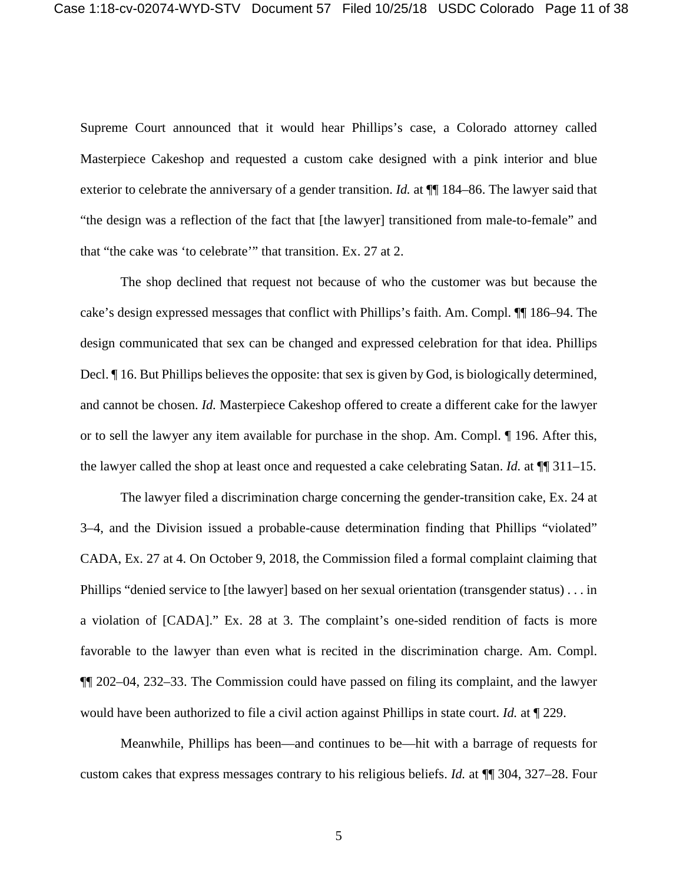Supreme Court announced that it would hear Phillips's case, a Colorado attorney called Masterpiece Cakeshop and requested a custom cake designed with a pink interior and blue exterior to celebrate the anniversary of a gender transition. *Id.* at ¶¶ 184–86. The lawyer said that "the design was a reflection of the fact that [the lawyer] transitioned from male-to-female" and that "the cake was 'to celebrate'" that transition. Ex. 27 at 2.

The shop declined that request not because of who the customer was but because the cake's design expressed messages that conflict with Phillips's faith. Am. Compl. ¶¶ 186–94. The design communicated that sex can be changed and expressed celebration for that idea. Phillips Decl. ¶ 16. But Phillips believes the opposite: that sex is given by God, is biologically determined, and cannot be chosen. *Id.* Masterpiece Cakeshop offered to create a different cake for the lawyer or to sell the lawyer any item available for purchase in the shop. Am. Compl. ¶ 196. After this, the lawyer called the shop at least once and requested a cake celebrating Satan. *Id.* at ¶¶ 311–15.

The lawyer filed a discrimination charge concerning the gender-transition cake, Ex. 24 at 3–4, and the Division issued a probable-cause determination finding that Phillips "violated" CADA, Ex. 27 at 4. On October 9, 2018, the Commission filed a formal complaint claiming that Phillips "denied service to [the lawyer] based on her sexual orientation (transgender status) . . . in a violation of [CADA]." Ex. 28 at 3. The complaint's one-sided rendition of facts is more favorable to the lawyer than even what is recited in the discrimination charge. Am. Compl. ¶¶ 202–04, 232–33. The Commission could have passed on filing its complaint, and the lawyer would have been authorized to file a civil action against Phillips in state court. *Id.* at ¶ 229.

Meanwhile, Phillips has been—and continues to be—hit with a barrage of requests for custom cakes that express messages contrary to his religious beliefs. *Id.* at ¶¶ 304, 327–28. Four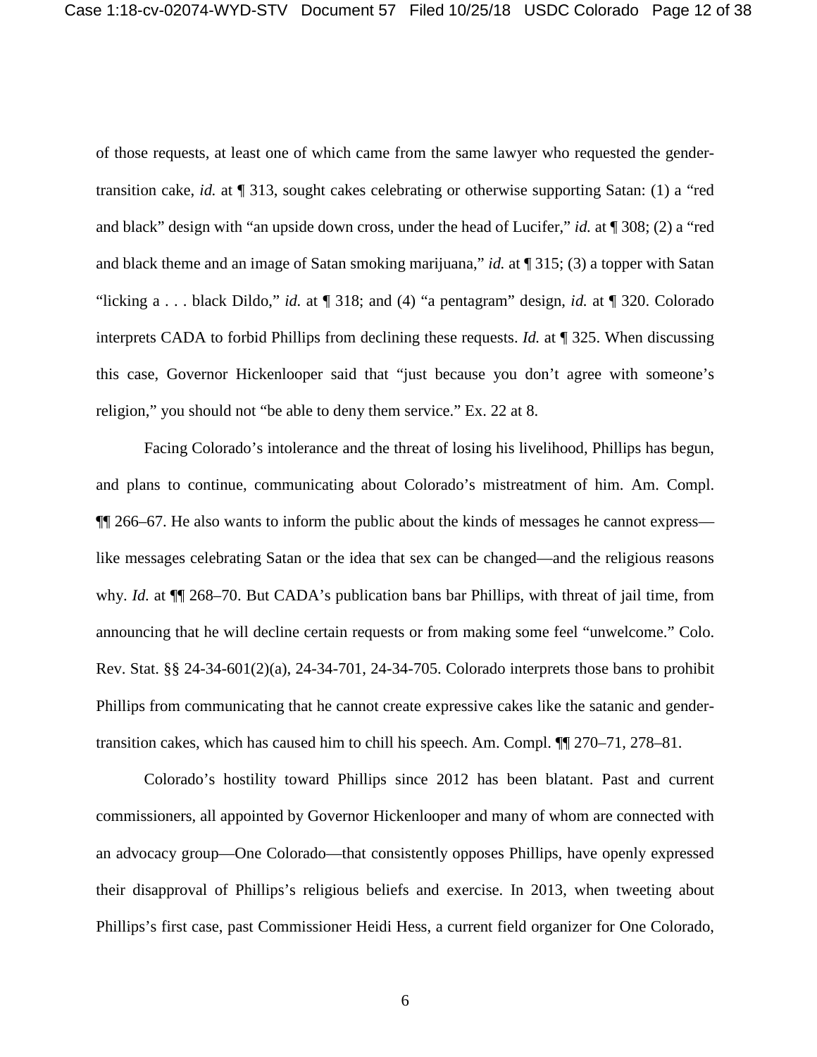of those requests, at least one of which came from the same lawyer who requested the gender-transition cake, *id.* at ¶ 313, sought cakes celebrating or otherwise supporting Satan: (1) a "red and black" design with "an upside down cross, under the head of Lucifer," *id.* at ¶ 308; (2) a "red and black theme and an image of Satan smoking marijuana," *id.* at ¶ 315; (3) a topper with Satan "licking a . . . black Dildo," *id.* at ¶ 318; and (4) "a pentagram" design, *id.* at ¶ 320. Colorado interprets CADA to forbid Phillips from declining these requests. *Id.* at ¶ 325. When discussing this case, Governor Hickenlooper said that "just because you don't agree with someone's religion," you should not "be able to deny them service." Ex. 22 at 8.

Facing Colorado's intolerance and the threat of losing his livelihood, Phillips has begun, and plans to continue, communicating about Colorado's mistreatment of him. Am. Compl. ¶¶ 266–67. He also wants to inform the public about the kinds of messages he cannot express—like messages celebrating Satan or the idea that sex can be changed—and the religious reasons why. *Id.* at ¶¶ 268–70. But CADA's publication bans bar Phillips, with threat of jail time, from announcing that he will decline certain requests or from making some feel "unwelcome." Colo. Rev. Stat. §§ 24-34-601(2)(a), 24-34-701, 24-34-705. Colorado interprets those bans to prohibit Phillips from communicating that he cannot create expressive cakes like the satanic and gender-transition cakes, which has caused him to chill his speech. Am. Compl. ¶¶ 270–71, 278–81.

Colorado's hostility toward Phillips since 2012 has been blatant. Past and current commissioners, all appointed by Governor Hickenlooper and many of whom are connected with an advocacy group—One Colorado—that consistently opposes Phillips, have openly expressed their disapproval of Phillips's religious beliefs and exercise. In 2013, when tweeting about Phillips's first case, past Commissioner Heidi Hess, a current field organizer for One Colorado,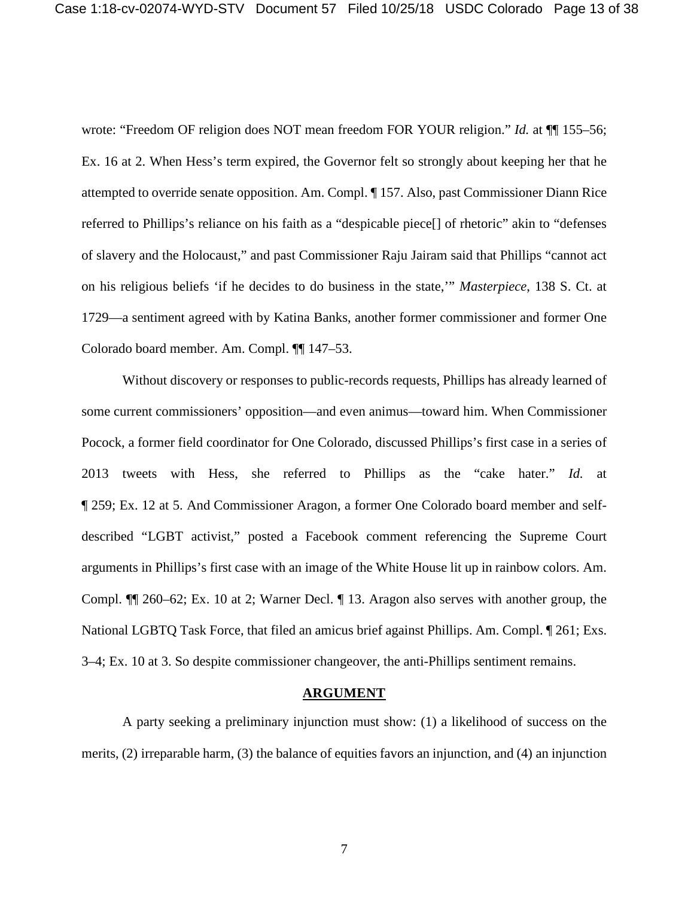wrote: "Freedom OF religion does NOT mean freedom FOR YOUR religion." *Id.* at ¶¶ 155–56; Ex. 16 at 2. When Hess's term expired, the Governor felt so strongly about keeping her that he attempted to override senate opposition. Am. Compl. ¶ 157. Also, past Commissioner Diann Rice referred to Phillips's reliance on his faith as a "despicable piece[] of rhetoric" akin to "defenses of slavery and the Holocaust," and past Commissioner Raju Jairam said that Phillips "cannot act on his religious beliefs 'if he decides to do business in the state,'" *Masterpiece*, 138 S. Ct. at 1729—a sentiment agreed with by Katina Banks, another former commissioner and former One Colorado board member. Am. Compl. ¶¶ 147–53.

Without discovery or responses to public-records requests, Phillips has already learned of some current commissioners' opposition—and even animus—toward him. When Commissioner Pocock, a former field coordinator for One Colorado, discussed Phillips's first case in a series of 2013 tweets with Hess, she referred to Phillips as the "cake hater." *Id.* at ¶ 259; Ex. 12 at 5. And Commissioner Aragon, a former One Colorado board member and self-described "LGBT activist," posted a Facebook comment referencing the Supreme Court arguments in Phillips's first case with an image of the White House lit up in rainbow colors. Am. Compl. ¶¶ 260–62; Ex. 10 at 2; Warner Decl. ¶ 13. Aragon also serves with another group, the National LGBTQ Task Force, that filed an amicus brief against Phillips. Am. Compl. ¶ 261; Exs. 3–4; Ex. 10 at 3. So despite commissioner changeover, the anti-Phillips sentiment remains.

## **ARGUMENT**

A party seeking a preliminary injunction must show: (1) a likelihood of success on the merits, (2) irreparable harm, (3) the balance of equities favors an injunction, and (4) an injunction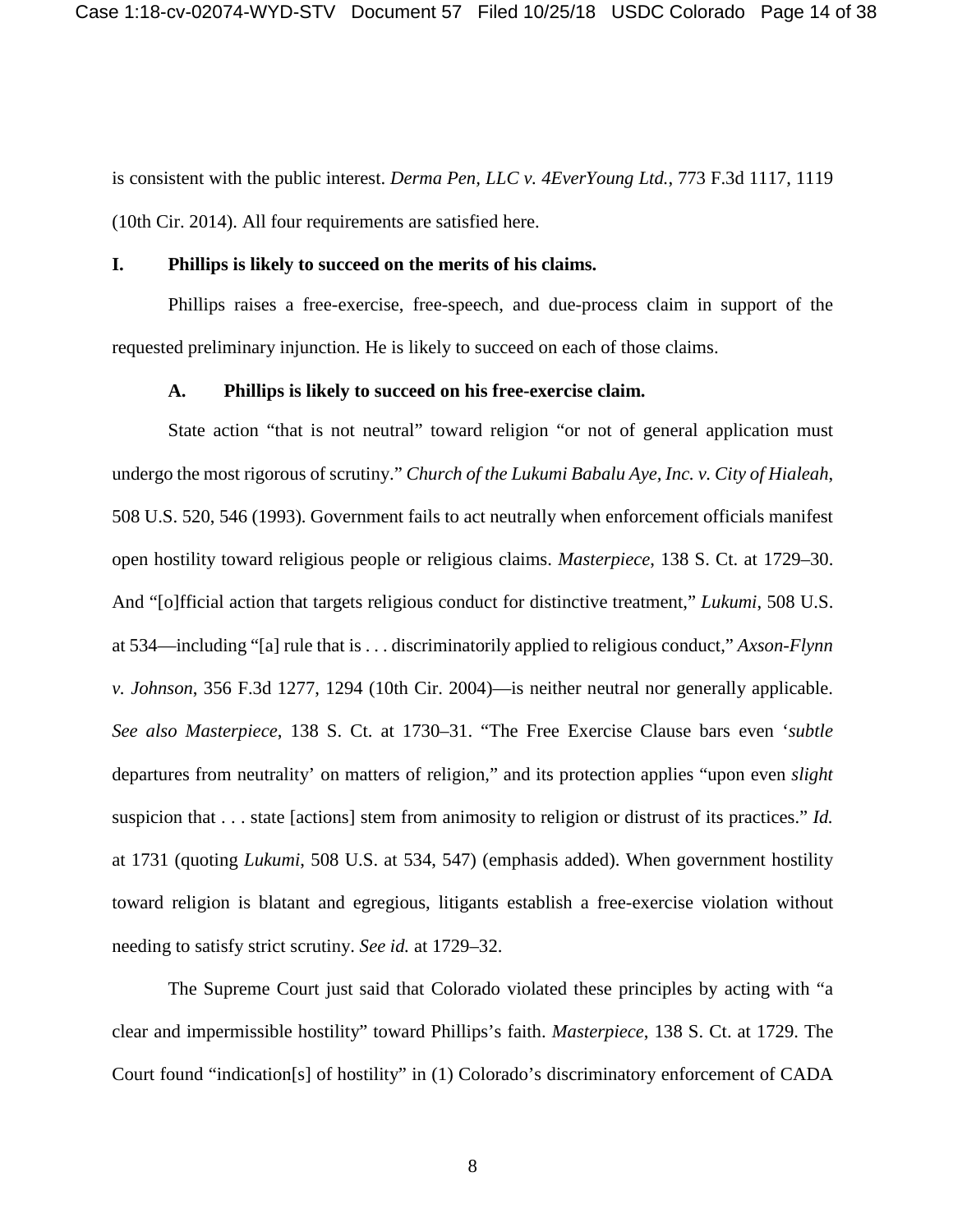is consistent with the public interest. *Derma Pen, LLC v. 4EverYoung Ltd.*, 773 F.3d 1117, 1119 (10th Cir. 2014). All four requirements are satisfied here.

## I. Phillips is likely to succeed on the merits of his claims.

Phillips raises a free-exercise, free-speech, and due-process claim in support of the requested preliminary injunction. He is likely to succeed on each of those claims.

### A. Phillips is likely to succeed on his free-exercise claim.

State action "that is not neutral" toward religion "or not of general application must undergo the most rigorous of scrutiny." *Church of the Lukumi Babalu Aye, Inc. v. City of Hialeah*, 508 U.S. 520, 546 (1993). Government fails to act neutrally when enforcement officials manifest open hostility toward religious people or religious claims. *Masterpiece*, 138 S. Ct. at 1729–30. And "[o]fficial action that targets religious conduct for distinctive treatment," *Lukumi*, 508 U.S. at 534—including "[a] rule that is . . . discriminatorily applied to religious conduct," *Axson-Flynn v. Johnson*, 356 F.3d 1277, 1294 (10th Cir. 2004)—is neither neutral nor generally applicable. *See also Masterpiece*, 138 S. Ct. at 1730–31. "The Free Exercise Clause bars even '*subtle* departures from neutrality' on matters of religion," and its protection applies "upon even *slight* suspicion that . . . state [actions] stem from animosity to religion or distrust of its practices." *Id.* at 1731 (quoting *Lukumi*, 508 U.S. at 534, 547) (emphasis added). When government hostility toward religion is blatant and egregious, litigants establish a free-exercise violation without needing to satisfy strict scrutiny. *See id.* at 1729–32.

The Supreme Court just said that Colorado violated these principles by acting with "a clear and impermissible hostility" toward Phillips's faith. *Masterpiece*, 138 S. Ct. at 1729. The Court found "indication[s] of hostility" in (1) Colorado's discriminatory enforcement of CADA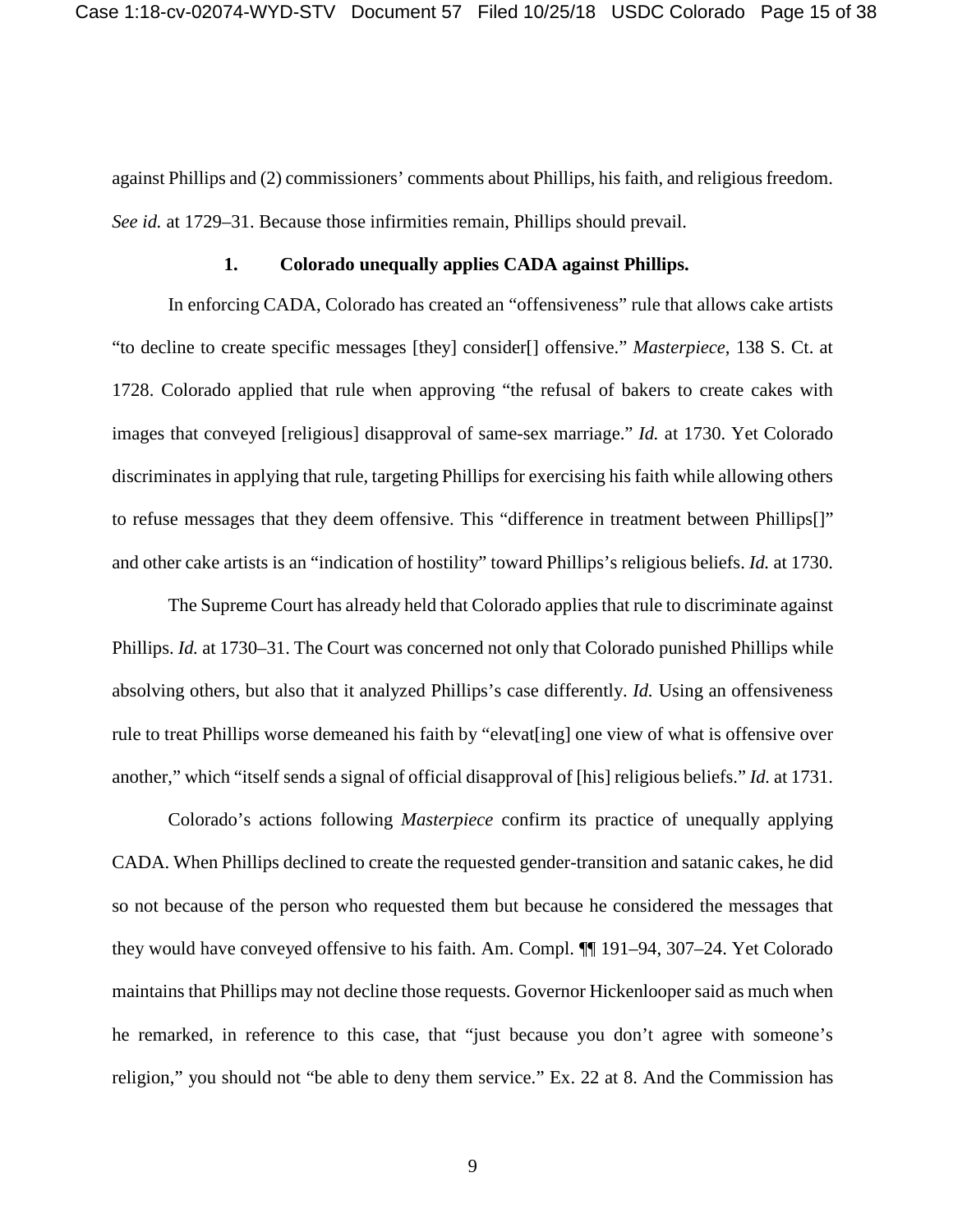against Phillips and (2) commissioners' comments about Phillips, his faith, and religious freedom. *See id.* at 1729–31. Because those infirmities remain, Phillips should prevail.

### 1. Colorado unequally applies CADA against Phillips.

In enforcing CADA, Colorado has created an "offensiveness" rule that allows cake artists "to decline to create specific messages [they] consider[] offensive." *Masterpiece*, 138 S. Ct. at 1728. Colorado applied that rule when approving "the refusal of bakers to create cakes with images that conveyed [religious] disapproval of same-sex marriage." *Id.* at 1730. Yet Colorado discriminates in applying that rule, targeting Phillips for exercising his faith while allowing others to refuse messages that they deem offensive. This "difference in treatment between Phillips[]" and other cake artists is an "indication of hostility" toward Phillips's religious beliefs. *Id.* at 1730.

The Supreme Court has already held that Colorado applies that rule to discriminate against Phillips. *Id.* at 1730–31. The Court was concerned not only that Colorado punished Phillips while absolving others, but also that it analyzed Phillips's case differently. *Id.* Using an offensiveness rule to treat Phillips worse demeaned his faith by "elevat[ing] one view of what is offensive over another," which "itself sends a signal of official disapproval of [his] religious beliefs." *Id.* at 1731.

Colorado's actions following *Masterpiece* confirm its practice of unequally applying CADA. When Phillips declined to create the requested gender-transition and satanic cakes, he did so not because of the person who requested them but because he considered the messages that they would have conveyed offensive to his faith. Am. Compl. ¶¶ 191–94, 307–24. Yet Colorado maintains that Phillips may not decline those requests. Governor Hickenlooper said as much when he remarked, in reference to this case, that "just because you don't agree with someone's religion," you should not "be able to deny them service." Ex. 22 at 8. And the Commission has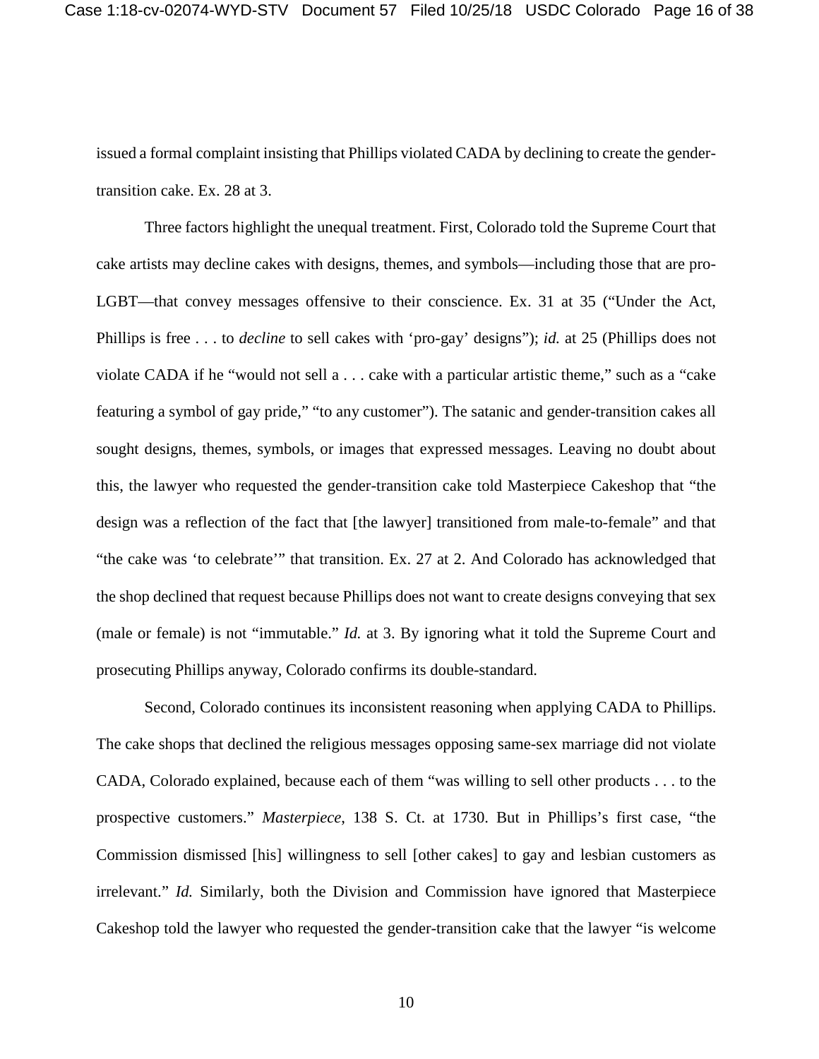issued a formal complaint insisting that Phillips violated CADA by declining to create the gender-transition cake. Ex. 28 at 3.

Three factors highlight the unequal treatment. First, Colorado told the Supreme Court that cake artists may decline cakes with designs, themes, and symbols—including those that are pro-LGBT—that convey messages offensive to their conscience. Ex. 31 at 35 ("Under the Act, Phillips is free . . . to *decline* to sell cakes with 'pro-gay' designs"); *id.* at 25 (Phillips does not violate CADA if he "would not sell a . . . cake with a particular artistic theme," such as a "cake featuring a symbol of gay pride," "to any customer"). The satanic and gender-transition cakes all sought designs, themes, symbols, or images that expressed messages. Leaving no doubt about this, the lawyer who requested the gender-transition cake told Masterpiece Cakeshop that "the design was a reflection of the fact that [the lawyer] transitioned from male-to-female" and that "the cake was 'to celebrate'" that transition. Ex. 27 at 2. And Colorado has acknowledged that the shop declined that request because Phillips does not want to create designs conveying that sex (male or female) is not "immutable." *Id.* at 3. By ignoring what it told the Supreme Court and prosecuting Phillips anyway, Colorado confirms its double-standard.

Second, Colorado continues its inconsistent reasoning when applying CADA to Phillips. The cake shops that declined the religious messages opposing same-sex marriage did not violate CADA, Colorado explained, because each of them "was willing to sell other products . . . to the prospective customers." *Masterpiece*, 138 S. Ct. at 1730. But in Phillips's first case, "the Commission dismissed [his] willingness to sell [other cakes] to gay and lesbian customers as irrelevant." *Id.* Similarly, both the Division and Commission have ignored that Masterpiece Cakeshop told the lawyer who requested the gender-transition cake that the lawyer "is welcome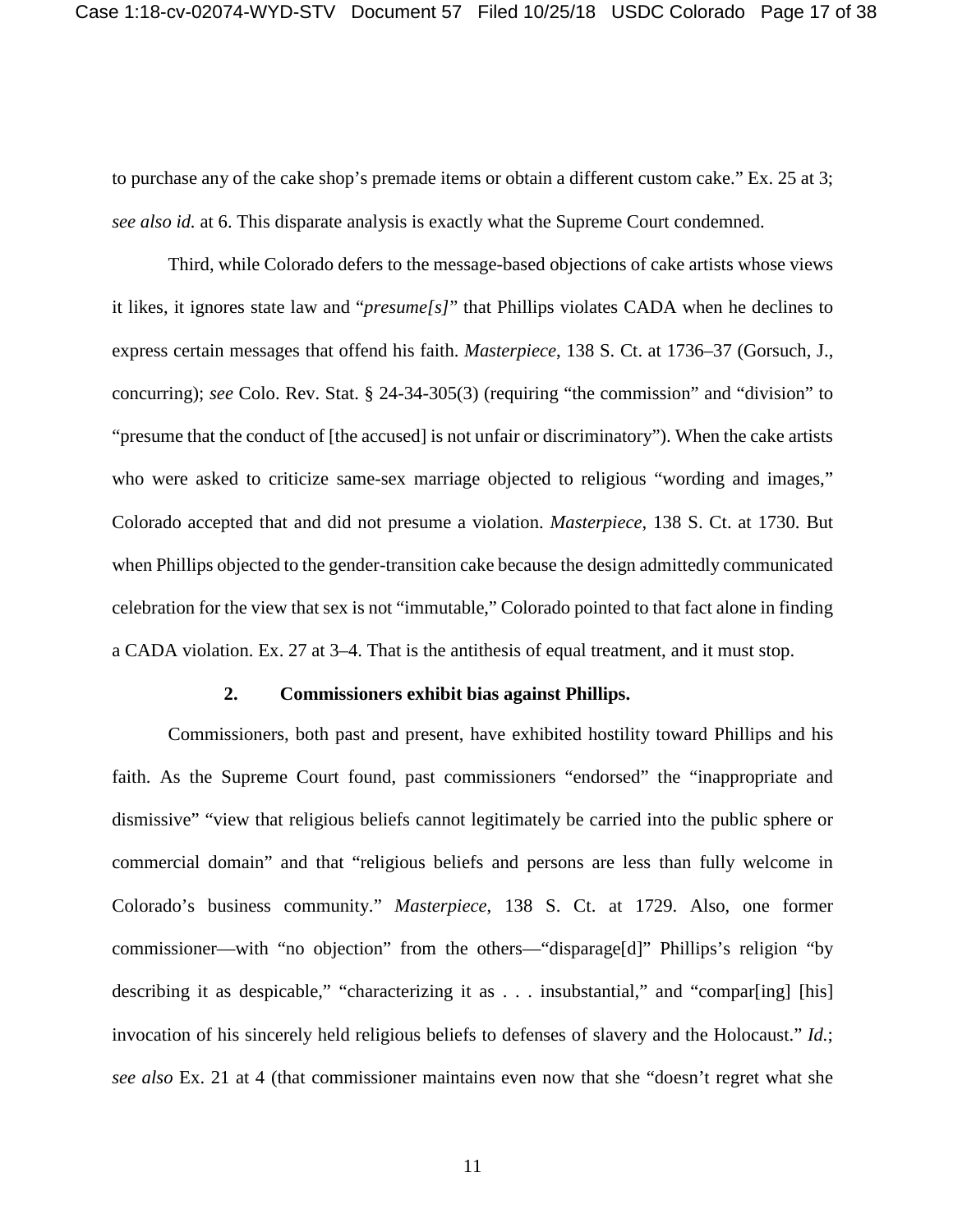to purchase any of the cake shop's premade items or obtain a different custom cake." Ex. 25 at 3; *see also id.* at 6. This disparate analysis is exactly what the Supreme Court condemned.

Third, while Colorado defers to the message-based objections of cake artists whose views it likes, it ignores state law and "*presume[s]*" that Phillips violates CADA when he declines to express certain messages that offend his faith. *Masterpiece*, 138 S. Ct. at 1736–37 (Gorsuch, J., concurring); *see* Colo. Rev. Stat. § 24-34-305(3) (requiring "the commission" and "division" to "presume that the conduct of [the accused] is not unfair or discriminatory"). When the cake artists who were asked to criticize same-sex marriage objected to religious "wording and images," Colorado accepted that and did not presume a violation. *Masterpiece*, 138 S. Ct. at 1730. But when Phillips objected to the gender-transition cake because the design admittedly communicated celebration for the view that sex is not "immutable," Colorado pointed to that fact alone in finding a CADA violation. Ex. 27 at 3–4. That is the antithesis of equal treatment, and it must stop.

**2. Commissioners exhibit bias against Phillips.**

Commissioners, both past and present, have exhibited hostility toward Phillips and his faith. As the Supreme Court found, past commissioners "endorsed" the "inappropriate and dismissive" "view that religious beliefs cannot legitimately be carried into the public sphere or commercial domain" and that "religious beliefs and persons are less than fully welcome in Colorado's business community." *Masterpiece*, 138 S. Ct. at 1729. Also, one former commissioner—with "no objection" from the others—"disparage[d]" Phillips's religion "by describing it as despicable," "characterizing it as . . . insubstantial," and "compar[ing] [his] invocation of his sincerely held religious beliefs to defenses of slavery and the Holocaust." *Id.*; *see also* Ex. 21 at 4 (that commissioner maintains even now that she "doesn't regret what she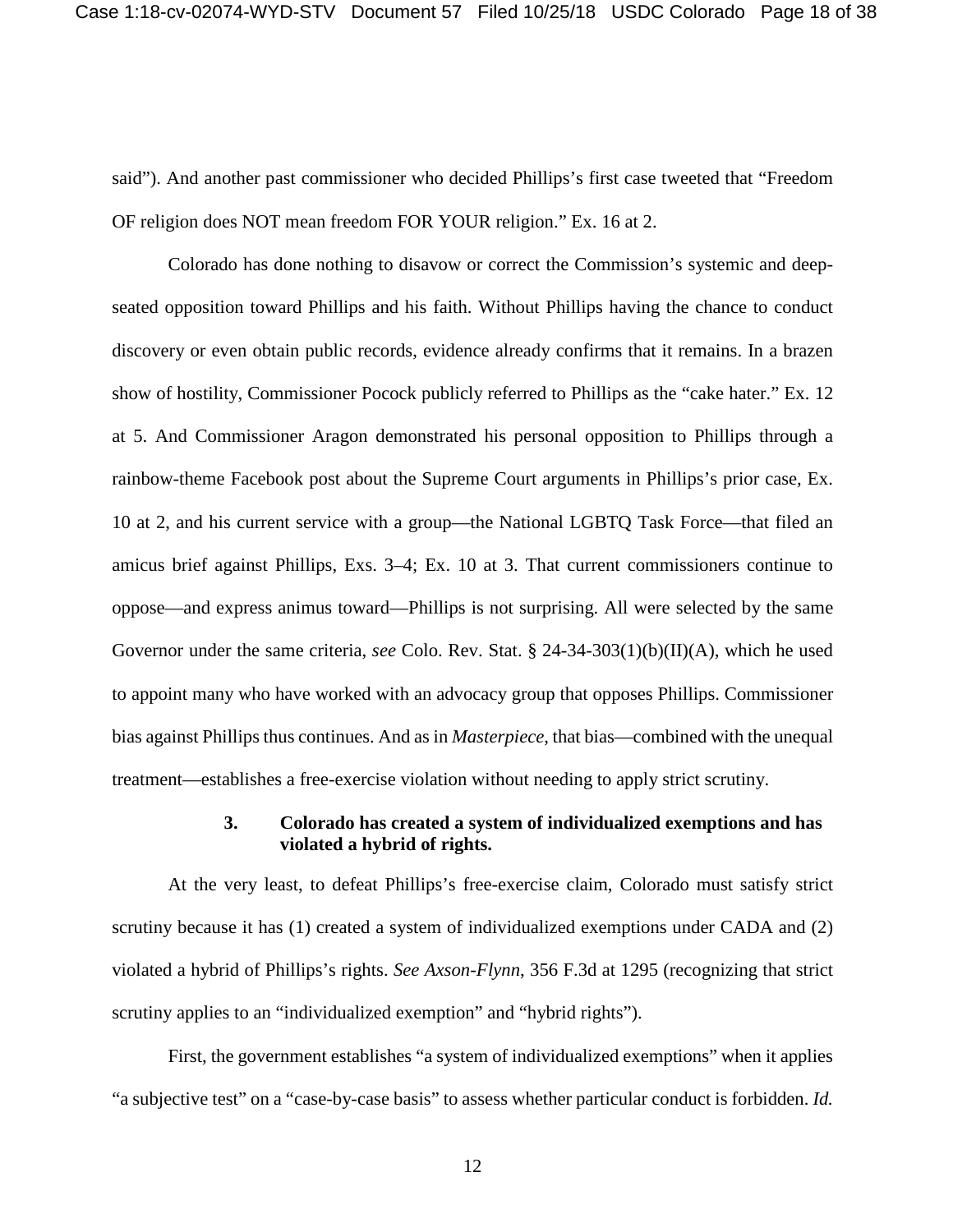said"). And another past commissioner who decided Phillips's first case tweeted that "Freedom OF religion does NOT mean freedom FOR YOUR religion." Ex. 16 at 2.

Colorado has done nothing to disavow or correct the Commission's systemic and deep-seated opposition toward Phillips and his faith. Without Phillips having the chance to conduct discovery or even obtain public records, evidence already confirms that it remains. In a brazen show of hostility, Commissioner Pocock publicly referred to Phillips as the "cake hater." Ex. 12 at 5. And Commissioner Aragon demonstrated his personal opposition to Phillips through a rainbow-theme Facebook post about the Supreme Court arguments in Phillips's prior case, Ex. 10 at 2, and his current service with a group—the National LGBTQ Task Force—that filed an amicus brief against Phillips, Exs. 3–4; Ex. 10 at 3. That current commissioners continue to oppose—and express animus toward—Phillips is not surprising. All were selected by the same Governor under the same criteria, *see* Colo. Rev. Stat. § 24-34-303(1)(b)(II)(A), which he used to appoint many who have worked with an advocacy group that opposes Phillips. Commissioner bias against Phillips thus continues. And as in *Masterpiece*, that bias—combined with the unequal treatment—establishes a free-exercise violation without needing to apply strict scrutiny.

### 3. Colorado has created a system of individualized exemptions and has violated a hybrid of rights.

At the very least, to defeat Phillips's free-exercise claim, Colorado must satisfy strict scrutiny because it has (1) created a system of individualized exemptions under CADA and (2) violated a hybrid of Phillips's rights. *See Axson-Flynn*, 356 F.3d at 1295 (recognizing that strict scrutiny applies to an "individualized exemption" and "hybrid rights").

First, the government establishes "a system of individualized exemptions" when it applies "a subjective test" on a "case-by-case basis" to assess whether particular conduct is forbidden. *Id.*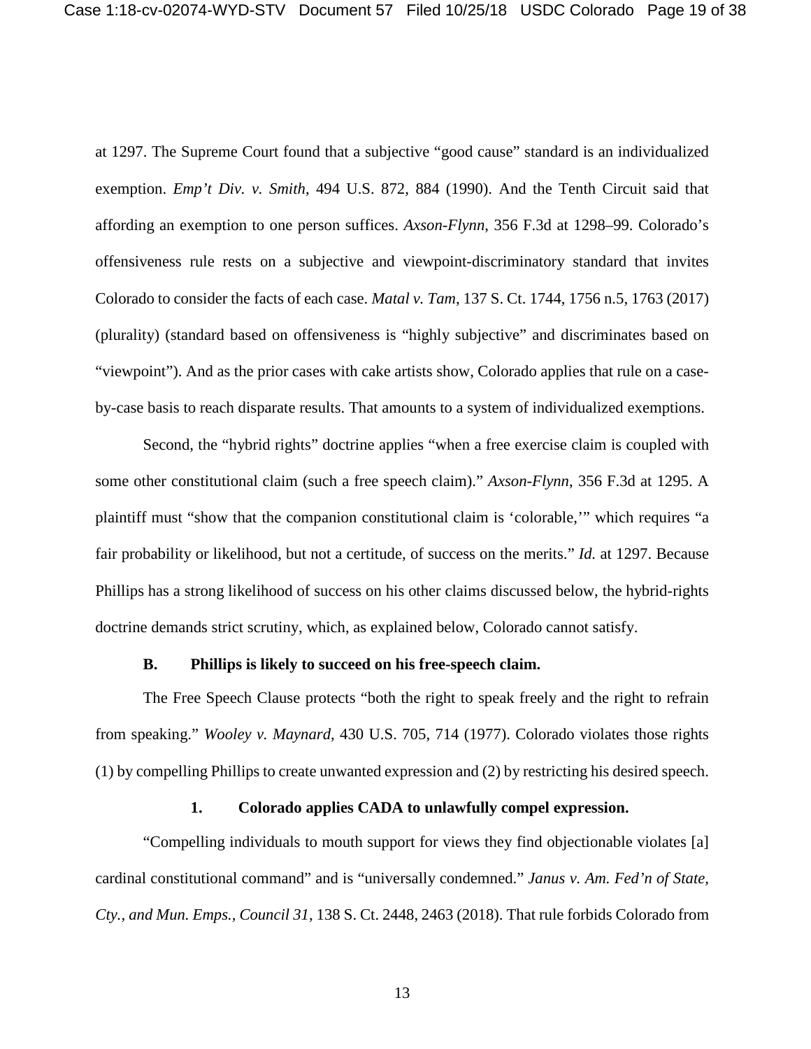at 1297. The Supreme Court found that a subjective "good cause" standard is an individualized exemption. *Emp't Div. v. Smith*, 494 U.S. 872, 884 (1990). And the Tenth Circuit said that affording an exemption to one person suffices. *Axson-Flynn*, 356 F.3d at 1298–99. Colorado's offensiveness rule rests on a subjective and viewpoint-discriminatory standard that invites Colorado to consider the facts of each case. *Matal v. Tam*, 137 S. Ct. 1744, 1756 n.5, 1763 (2017) (plurality) (standard based on offensiveness is "highly subjective" and discriminates based on "viewpoint"). And as the prior cases with cake artists show, Colorado applies that rule on a case-by-case basis to reach disparate results. That amounts to a system of individualized exemptions.

Second, the "hybrid rights" doctrine applies "when a free exercise claim is coupled with some other constitutional claim (such a free speech claim)." *Axson-Flynn*, 356 F.3d at 1295. A plaintiff must "show that the companion constitutional claim is 'colorable,'" which requires "a fair probability or likelihood, but not a certitude, of success on the merits." *Id.* at 1297. Because Phillips has a strong likelihood of success on his other claims discussed below, the hybrid-rights doctrine demands strict scrutiny, which, as explained below, Colorado cannot satisfy.

### B. Phillips is likely to succeed on his free-speech claim.

The Free Speech Clause protects "both the right to speak freely and the right to refrain from speaking." *Wooley v. Maynard*, 430 U.S. 705, 714 (1977). Colorado violates those rights (1) by compelling Phillips to create unwanted expression and (2) by restricting his desired speech.

#### 1. Colorado applies CADA to unlawfully compel expression.

"Compelling individuals to mouth support for views they find objectionable violates [a] cardinal constitutional command" and is "universally condemned." *Janus v. Am. Fed'n of State, Cty., and Mun. Emps., Council 31*, 138 S. Ct. 2448, 2463 (2018). That rule forbids Colorado from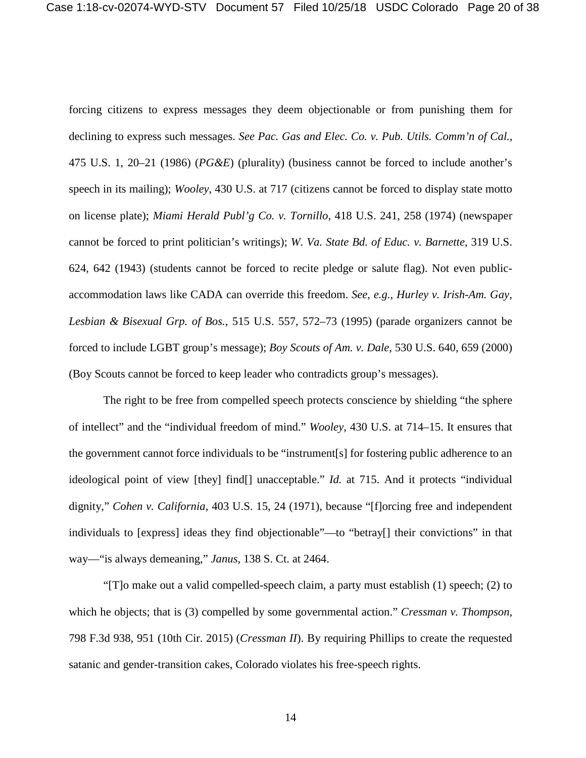forcing citizens to express messages they deem objectionable or from punishing them for declining to express such messages. *See Pac. Gas and Elec. Co. v. Pub. Utils. Comm'n of Cal.*, 475 U.S. 1, 20–21 (1986) (*PG&E*) (plurality) (business cannot be forced to include another's speech in its mailing); *Wooley*, 430 U.S. at 717 (citizens cannot be forced to display state motto on license plate); *Miami Herald Publ'g Co. v. Tornillo*, 418 U.S. 241, 258 (1974) (newspaper cannot be forced to print politician's writings); *W. Va. State Bd. of Educ. v. Barnette*, 319 U.S. 624, 642 (1943) (students cannot be forced to recite pledge or salute flag). Not even public-accommodation laws like CADA can override this freedom. *See, e.g.*, *Hurley v. Irish-Am. Gay, Lesbian & Bisexual Grp. of Bos.*, 515 U.S. 557, 572–73 (1995) (parade organizers cannot be forced to include LGBT group's message); *Boy Scouts of Am. v. Dale*, 530 U.S. 640, 659 (2000) (Boy Scouts cannot be forced to keep leader who contradicts group's messages).

The right to be free from compelled speech protects conscience by shielding "the sphere of intellect" and the "individual freedom of mind." *Wooley*, 430 U.S. at 714–15. It ensures that the government cannot force individuals to be "instrument[s] for fostering public adherence to an ideological point of view [they] find[] unacceptable." *Id.* at 715. And it protects "individual dignity," *Cohen v. California*, 403 U.S. 15, 24 (1971), because "[f]orcing free and independent individuals to [express] ideas they find objectionable"—to "betray[] their convictions" in that way—"is always demeaning," *Janus*, 138 S. Ct. at 2464.

"[T]o make out a valid compelled-speech claim, a party must establish (1) speech; (2) to which he objects; that is (3) compelled by some governmental action." *Cressman v. Thompson*, 798 F.3d 938, 951 (10th Cir. 2015) (*Cressman II*). By requiring Phillips to create the requested satanic and gender-transition cakes, Colorado violates his free-speech rights.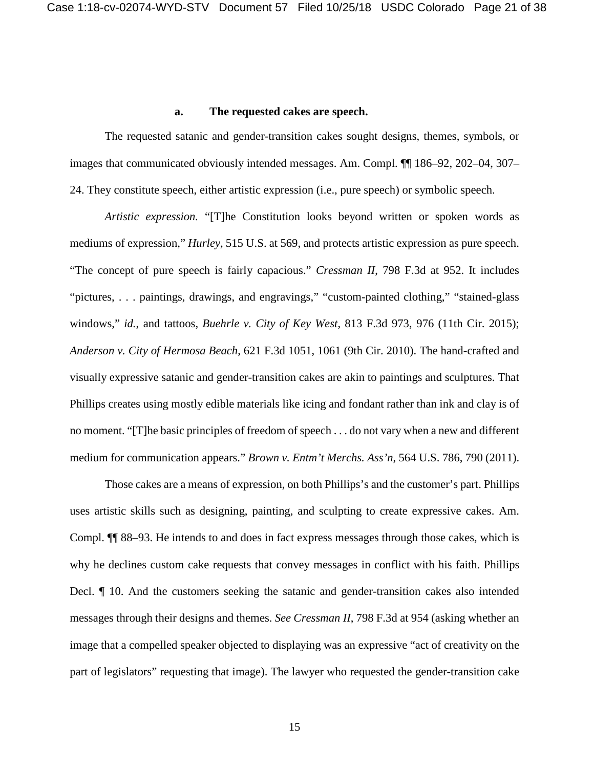#### a. The requested cakes are speech.

The requested satanic and gender-transition cakes sought designs, themes, symbols, or images that communicated obviously intended messages. Am. Compl. ¶¶ 186–92, 202–04, 307–24. They constitute speech, either artistic expression (i.e., pure speech) or symbolic speech.

*Artistic expression.* "[T]he Constitution looks beyond written or spoken words as mediums of expression," *Hurley*, 515 U.S. at 569, and protects artistic expression as pure speech. "The concept of pure speech is fairly capacious." *Cressman II*, 798 F.3d at 952. It includes "pictures, . . . paintings, drawings, and engravings," "custom-painted clothing," "stained-glass windows," *id.*, and tattoos, *Buehrle v. City of Key West*, 813 F.3d 973, 976 (11th Cir. 2015); *Anderson v. City of Hermosa Beach*, 621 F.3d 1051, 1061 (9th Cir. 2010). The hand-crafted and visually expressive satanic and gender-transition cakes are akin to paintings and sculptures. That Phillips creates using mostly edible materials like icing and fondant rather than ink and clay is of no moment. "[T]he basic principles of freedom of speech . . . do not vary when a new and different medium for communication appears." *Brown v. Entm't Merchs. Ass'n*, 564 U.S. 786, 790 (2011).

Those cakes are a means of expression, on both Phillips's and the customer's part. Phillips uses artistic skills such as designing, painting, and sculpting to create expressive cakes. Am. Compl. ¶¶ 88–93. He intends to and does in fact express messages through those cakes, which is why he declines custom cake requests that convey messages in conflict with his faith. Phillips Decl. ¶ 10. And the customers seeking the satanic and gender-transition cakes also intended messages through their designs and themes. *See Cressman II*, 798 F.3d at 954 (asking whether an image that a compelled speaker objected to displaying was an expressive "act of creativity on the part of legislators" requesting that image). The lawyer who requested the gender-transition cake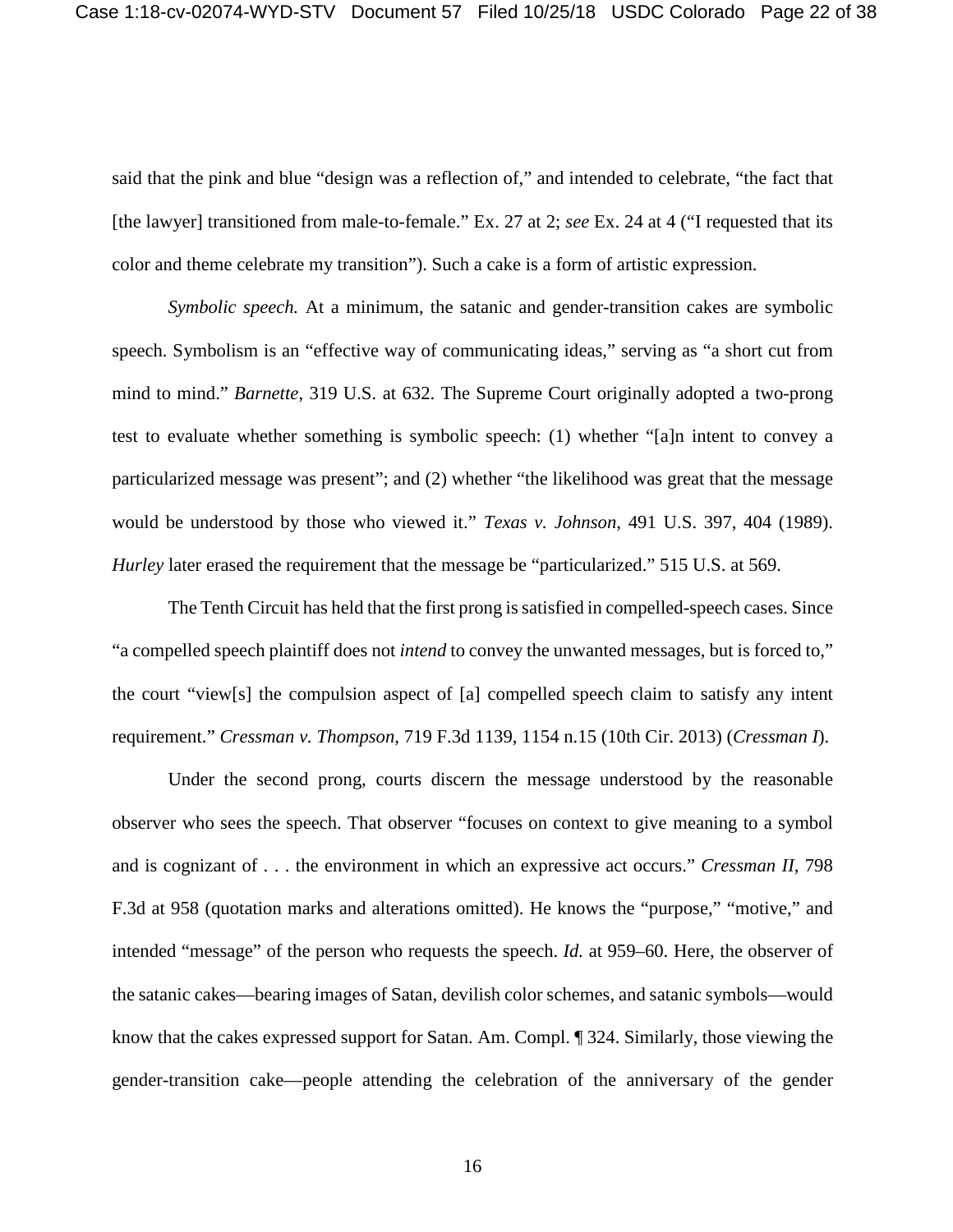said that the pink and blue "design was a reflection of," and intended to celebrate, "the fact that [the lawyer] transitioned from male-to-female." Ex. 27 at 2; *see* Ex. 24 at 4 ("I requested that its color and theme celebrate my transition"). Such a cake is a form of artistic expression.

*Symbolic speech.* At a minimum, the satanic and gender-transition cakes are symbolic speech. Symbolism is an "effective way of communicating ideas," serving as "a short cut from mind to mind." *Barnette*, 319 U.S. at 632. The Supreme Court originally adopted a two-prong test to evaluate whether something is symbolic speech: (1) whether "[a]n intent to convey a particularized message was present"; and (2) whether "the likelihood was great that the message would be understood by those who viewed it." *Texas v. Johnson*, 491 U.S. 397, 404 (1989). *Hurley* later erased the requirement that the message be "particularized." 515 U.S. at 569.

The Tenth Circuit has held that the first prong is satisfied in compelled-speech cases. Since "a compelled speech plaintiff does not *intend* to convey the unwanted messages, but is forced to," the court "view[s] the compulsion aspect of [a] compelled speech claim to satisfy any intent requirement." *Cressman v. Thompson*, 719 F.3d 1139, 1154 n.15 (10th Cir. 2013) (*Cressman I*).

Under the second prong, courts discern the message understood by the reasonable observer who sees the speech. That observer "focuses on context to give meaning to a symbol and is cognizant of . . . the environment in which an expressive act occurs." *Cressman II*, 798 F.3d at 958 (quotation marks and alterations omitted). He knows the "purpose," "motive," and intended "message" of the person who requests the speech. *Id.* at 959–60. Here, the observer of the satanic cakes—bearing images of Satan, devilish color schemes, and satanic symbols—would know that the cakes expressed support for Satan. Am. Compl. ¶ 324. Similarly, those viewing the gender-transition cake—people attending the celebration of the anniversary of the gender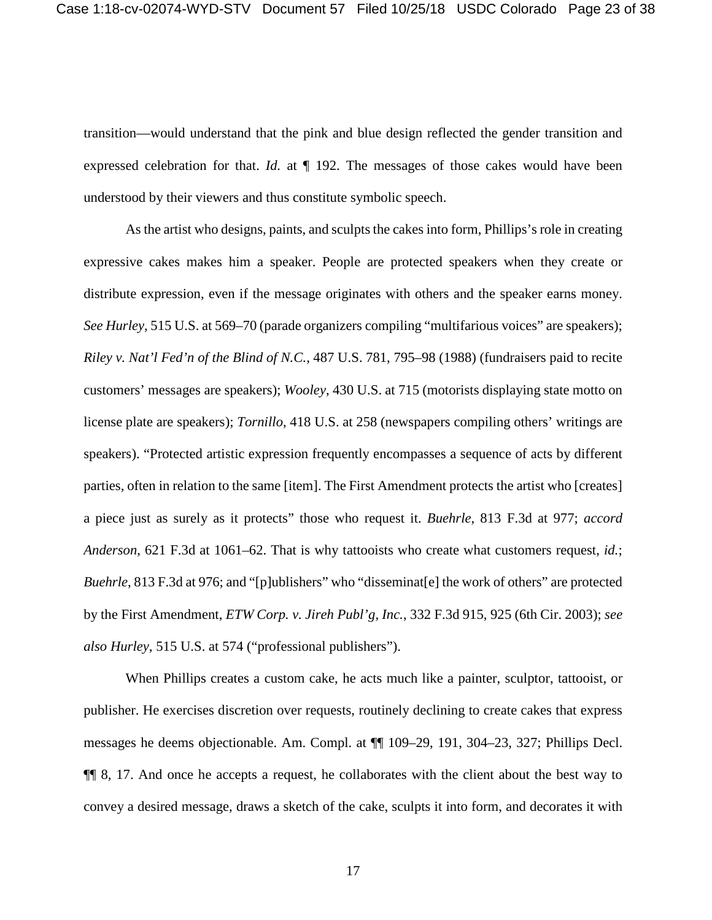transition—would understand that the pink and blue design reflected the gender transition and expressed celebration for that. *Id.* at ¶ 192. The messages of those cakes would have been understood by their viewers and thus constitute symbolic speech.

As the artist who designs, paints, and sculpts the cakes into form, Phillips's role in creating expressive cakes makes him a speaker. People are protected speakers when they create or distribute expression, even if the message originates with others and the speaker earns money. *See Hurley*, 515 U.S. at 569–70 (parade organizers compiling "multifarious voices" are speakers); *Riley v. Nat'l Fed'n of the Blind of N.C.*, 487 U.S. 781, 795–98 (1988) (fundraisers paid to recite customers' messages are speakers); *Wooley*, 430 U.S. at 715 (motorists displaying state motto on license plate are speakers); *Tornillo*, 418 U.S. at 258 (newspapers compiling others' writings are speakers). "Protected artistic expression frequently encompasses a sequence of acts by different parties, often in relation to the same [item]. The First Amendment protects the artist who [creates] a piece just as surely as it protects" those who request it. *Buehrle*, 813 F.3d at 977; *accord Anderson*, 621 F.3d at 1061–62. That is why tattooists who create what customers request, *id.*; *Buehrle*, 813 F.3d at 976; and "[p]ublishers" who "disseminat[e] the work of others" are protected by the First Amendment, *ETW Corp. v. Jireh Publ'g, Inc.*, 332 F.3d 915, 925 (6th Cir. 2003); *see also Hurley*, 515 U.S. at 574 ("professional publishers").

When Phillips creates a custom cake, he acts much like a painter, sculptor, tattooist, or publisher. He exercises discretion over requests, routinely declining to create cakes that express messages he deems objectionable. Am. Compl. at ¶¶ 109–29, 191, 304–23, 327; Phillips Decl. ¶¶ 8, 17. And once he accepts a request, he collaborates with the client about the best way to convey a desired message, draws a sketch of the cake, sculpts it into form, and decorates it with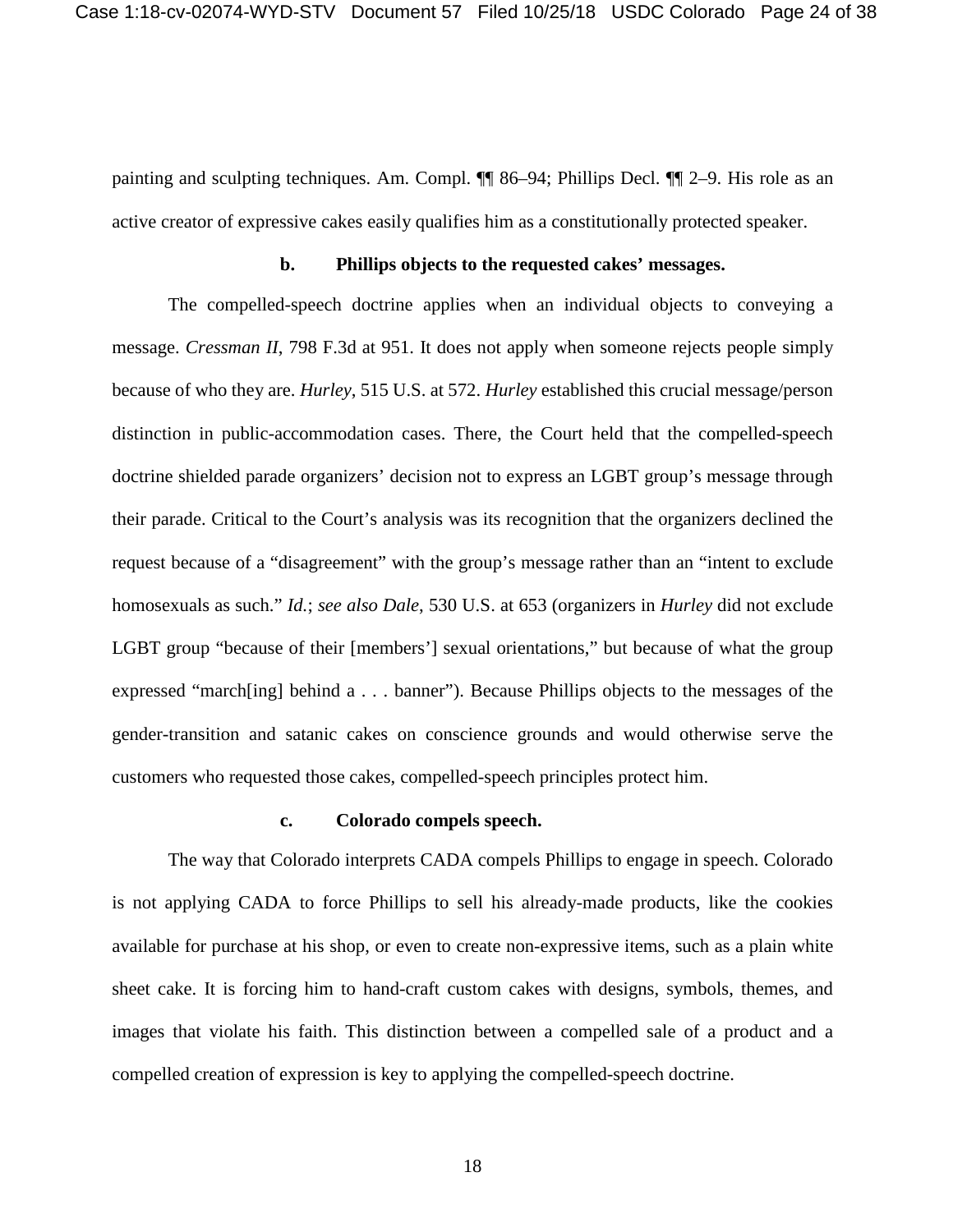painting and sculpting techniques. Am. Compl. ¶¶ 86–94; Phillips Decl. ¶¶ 2–9. His role as an active creator of expressive cakes easily qualifies him as a constitutionally protected speaker.

**b. Phillips objects to the requested cakes' messages.**

The compelled-speech doctrine applies when an individual objects to conveying a message. *Cressman II*, 798 F.3d at 951. It does not apply when someone rejects people simply because of who they are. *Hurley*, 515 U.S. at 572. *Hurley* established this crucial message/person distinction in public-accommodation cases. There, the Court held that the compelled-speech doctrine shielded parade organizers' decision not to express an LGBT group's message through their parade. Critical to the Court's analysis was its recognition that the organizers declined the request because of a "disagreement" with the group's message rather than an "intent to exclude homosexuals as such." *Id.*; *see also Dale*, 530 U.S. at 653 (organizers in *Hurley* did not exclude LGBT group "because of their [members'] sexual orientations," but because of what the group expressed "march[ing] behind a . . . banner"). Because Phillips objects to the messages of the gender-transition and satanic cakes on conscience grounds and would otherwise serve the customers who requested those cakes, compelled-speech principles protect him.

**c. Colorado compels speech.**

The way that Colorado interprets CADA compels Phillips to engage in speech. Colorado is not applying CADA to force Phillips to sell his already-made products, like the cookies available for purchase at his shop, or even to create non-expressive items, such as a plain white sheet cake. It is forcing him to hand-craft custom cakes with designs, symbols, themes, and images that violate his faith. This distinction between a compelled sale of a product and a compelled creation of expression is key to applying the compelled-speech doctrine.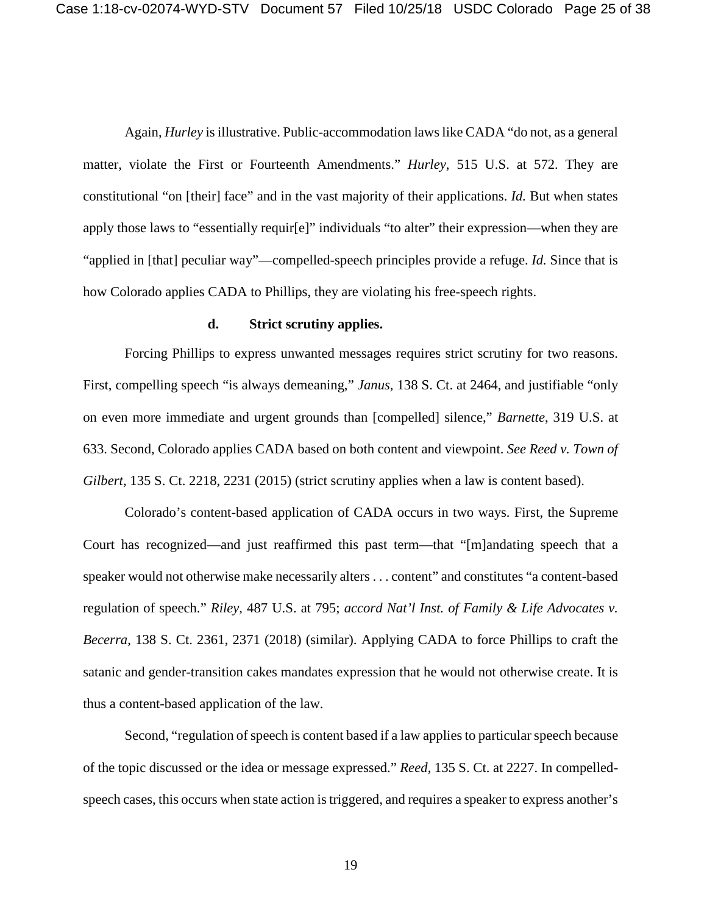Again, *Hurley* is illustrative. Public-accommodation laws like CADA "do not, as a general matter, violate the First or Fourteenth Amendments." *Hurley*, 515 U.S. at 572. They are constitutional "on [their] face" and in the vast majority of their applications. *Id.* But when states apply those laws to "essentially requir[e]" individuals "to alter" their expression—when they are "applied in [that] peculiar way"—compelled-speech principles provide a refuge. *Id.* Since that is how Colorado applies CADA to Phillips, they are violating his free-speech rights.

#### d. Strict scrutiny applies.

Forcing Phillips to express unwanted messages requires strict scrutiny for two reasons. First, compelling speech "is always demeaning," *Janus*, 138 S. Ct. at 2464, and justifiable "only on even more immediate and urgent grounds than [compelled] silence," *Barnette*, 319 U.S. at 633. Second, Colorado applies CADA based on both content and viewpoint. *See Reed v. Town of Gilbert*, 135 S. Ct. 2218, 2231 (2015) (strict scrutiny applies when a law is content based).

Colorado's content-based application of CADA occurs in two ways. First, the Supreme Court has recognized—and just reaffirmed this past term—that "[m]andating speech that a speaker would not otherwise make necessarily alters . . . content" and constitutes "a content-based regulation of speech." *Riley*, 487 U.S. at 795; *accord Nat'l Inst. of Family & Life Advocates v. Becerra*, 138 S. Ct. 2361, 2371 (2018) (similar). Applying CADA to force Phillips to craft the satanic and gender-transition cakes mandates expression that he would not otherwise create. It is thus a content-based application of the law.

Second, "regulation of speech is content based if a law applies to particular speech because of the topic discussed or the idea or message expressed." *Reed*, 135 S. Ct. at 2227. In compelled-speech cases, this occurs when state action is triggered, and requires a speaker to express another's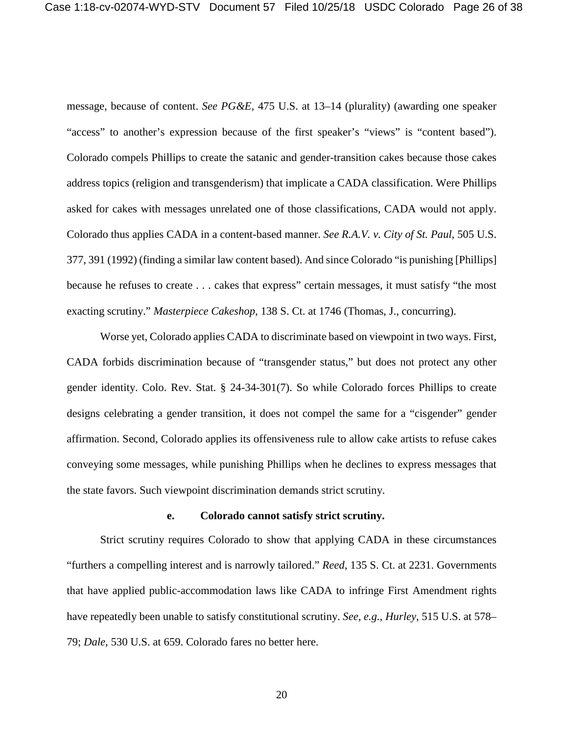message, because of content. *See PG&E*, 475 U.S. at 13–14 (plurality) (awarding one speaker "access" to another's expression because of the first speaker's "views" is "content based"). Colorado compels Phillips to create the satanic and gender-transition cakes because those cakes address topics (religion and transgenderism) that implicate a CADA classification. Were Phillips asked for cakes with messages unrelated one of those classifications, CADA would not apply. Colorado thus applies CADA in a content-based manner. *See R.A.V. v. City of St. Paul*, 505 U.S. 377, 391 (1992) (finding a similar law content based). And since Colorado "is punishing [Phillips] because he refuses to create . . . cakes that express" certain messages, it must satisfy "the most exacting scrutiny." *Masterpiece Cakeshop*, 138 S. Ct. at 1746 (Thomas, J., concurring).

Worse yet, Colorado applies CADA to discriminate based on viewpoint in two ways. First, CADA forbids discrimination because of "transgender status," but does not protect any other gender identity. Colo. Rev. Stat. § 24-34-301(7). So while Colorado forces Phillips to create designs celebrating a gender transition, it does not compel the same for a "cisgender" gender affirmation. Second, Colorado applies its offensiveness rule to allow cake artists to refuse cakes conveying some messages, while punishing Phillips when he declines to express messages that the state favors. Such viewpoint discrimination demands strict scrutiny.

**e. Colorado cannot satisfy strict scrutiny.**

Strict scrutiny requires Colorado to show that applying CADA in these circumstances "furthers a compelling interest and is narrowly tailored." *Reed*, 135 S. Ct. at 2231. Governments that have applied public-accommodation laws like CADA to infringe First Amendment rights have repeatedly been unable to satisfy constitutional scrutiny. *See, e.g.*, *Hurley*, 515 U.S. at 578–79; *Dale*, 530 U.S. at 659. Colorado fares no better here.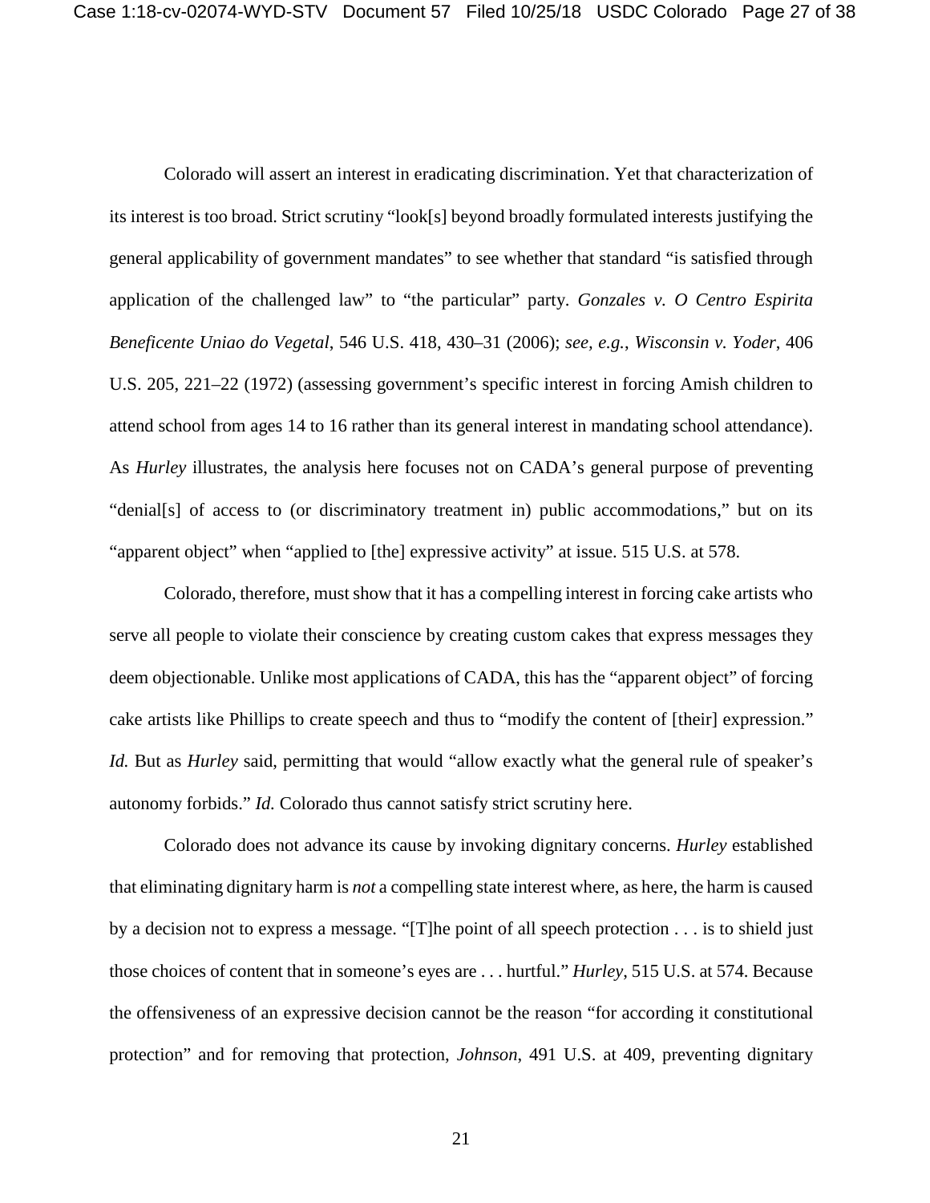Colorado will assert an interest in eradicating discrimination. Yet that characterization of its interest is too broad. Strict scrutiny "look[s] beyond broadly formulated interests justifying the general applicability of government mandates" to see whether that standard "is satisfied through application of the challenged law" to "the particular" party. *Gonzales v. O Centro Espirita Beneficente Uniao do Vegetal*, 546 U.S. 418, 430–31 (2006); *see, e.g.*, *Wisconsin v. Yoder*, 406 U.S. 205, 221–22 (1972) (assessing government's specific interest in forcing Amish children to attend school from ages 14 to 16 rather than its general interest in mandating school attendance). As *Hurley* illustrates, the analysis here focuses not on CADA's general purpose of preventing "denial[s] of access to (or discriminatory treatment in) public accommodations," but on its "apparent object" when "applied to [the] expressive activity" at issue. 515 U.S. at 578.

Colorado, therefore, must show that it has a compelling interest in forcing cake artists who serve all people to violate their conscience by creating custom cakes that express messages they deem objectionable. Unlike most applications of CADA, this has the "apparent object" of forcing cake artists like Phillips to create speech and thus to "modify the content of [their] expression." *Id.* But as *Hurley* said, permitting that would "allow exactly what the general rule of speaker's autonomy forbids." *Id.* Colorado thus cannot satisfy strict scrutiny here.

Colorado does not advance its cause by invoking dignitary concerns. *Hurley* established that eliminating dignitary harm is *not* a compelling state interest where, as here, the harm is caused by a decision not to express a message. "[T]he point of all speech protection . . . is to shield just those choices of content that in someone's eyes are . . . hurtful." *Hurley*, 515 U.S. at 574. Because the offensiveness of an expressive decision cannot be the reason "for according it constitutional protection" and for removing that protection, *Johnson*, 491 U.S. at 409, preventing dignitary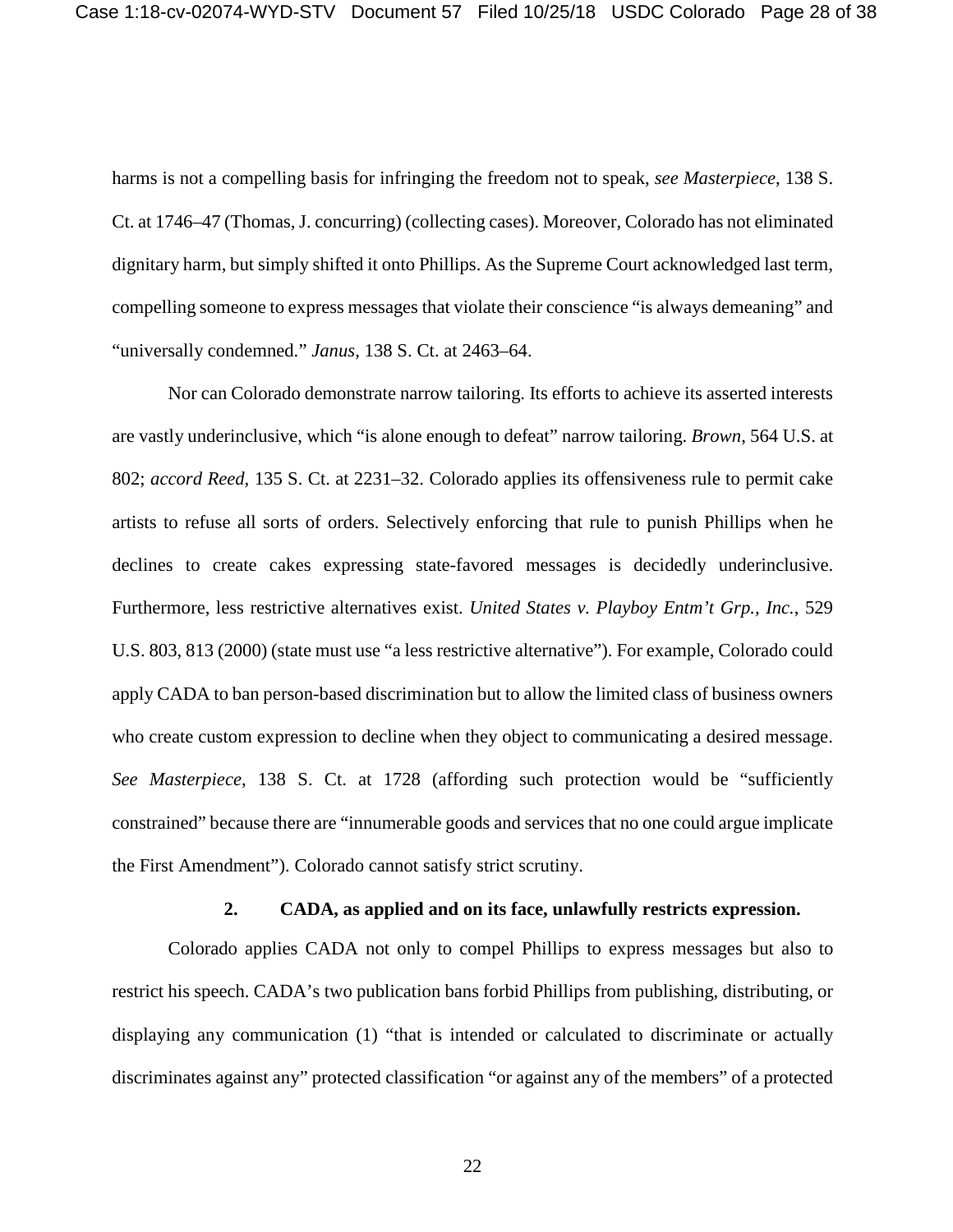harms is not a compelling basis for infringing the freedom not to speak, *see Masterpiece*, 138 S. Ct. at 1746–47 (Thomas, J. concurring) (collecting cases). Moreover, Colorado has not eliminated dignitary harm, but simply shifted it onto Phillips. As the Supreme Court acknowledged last term, compelling someone to express messages that violate their conscience "is always demeaning" and "universally condemned." *Janus*, 138 S. Ct. at 2463–64.

Nor can Colorado demonstrate narrow tailoring. Its efforts to achieve its asserted interests are vastly underinclusive, which "is alone enough to defeat" narrow tailoring. *Brown*, 564 U.S. at 802; *accord Reed*, 135 S. Ct. at 2231–32. Colorado applies its offensiveness rule to permit cake artists to refuse all sorts of orders. Selectively enforcing that rule to punish Phillips when he declines to create cakes expressing state-favored messages is decidedly underinclusive. Furthermore, less restrictive alternatives exist. *United States v. Playboy Entm't Grp., Inc.*, 529 U.S. 803, 813 (2000) (state must use "a less restrictive alternative"). For example, Colorado could apply CADA to ban person-based discrimination but to allow the limited class of business owners who create custom expression to decline when they object to communicating a desired message. *See Masterpiece*, 138 S. Ct. at 1728 (affording such protection would be "sufficiently constrained" because there are "innumerable goods and services that no one could argue implicate the First Amendment"). Colorado cannot satisfy strict scrutiny.

**2. CADA, as applied and on its face, unlawfully restricts expression.**

Colorado applies CADA not only to compel Phillips to express messages but also to restrict his speech. CADA's two publication bans forbid Phillips from publishing, distributing, or displaying any communication (1) "that is intended or calculated to discriminate or actually discriminates against any" protected classification "or against any of the members" of a protected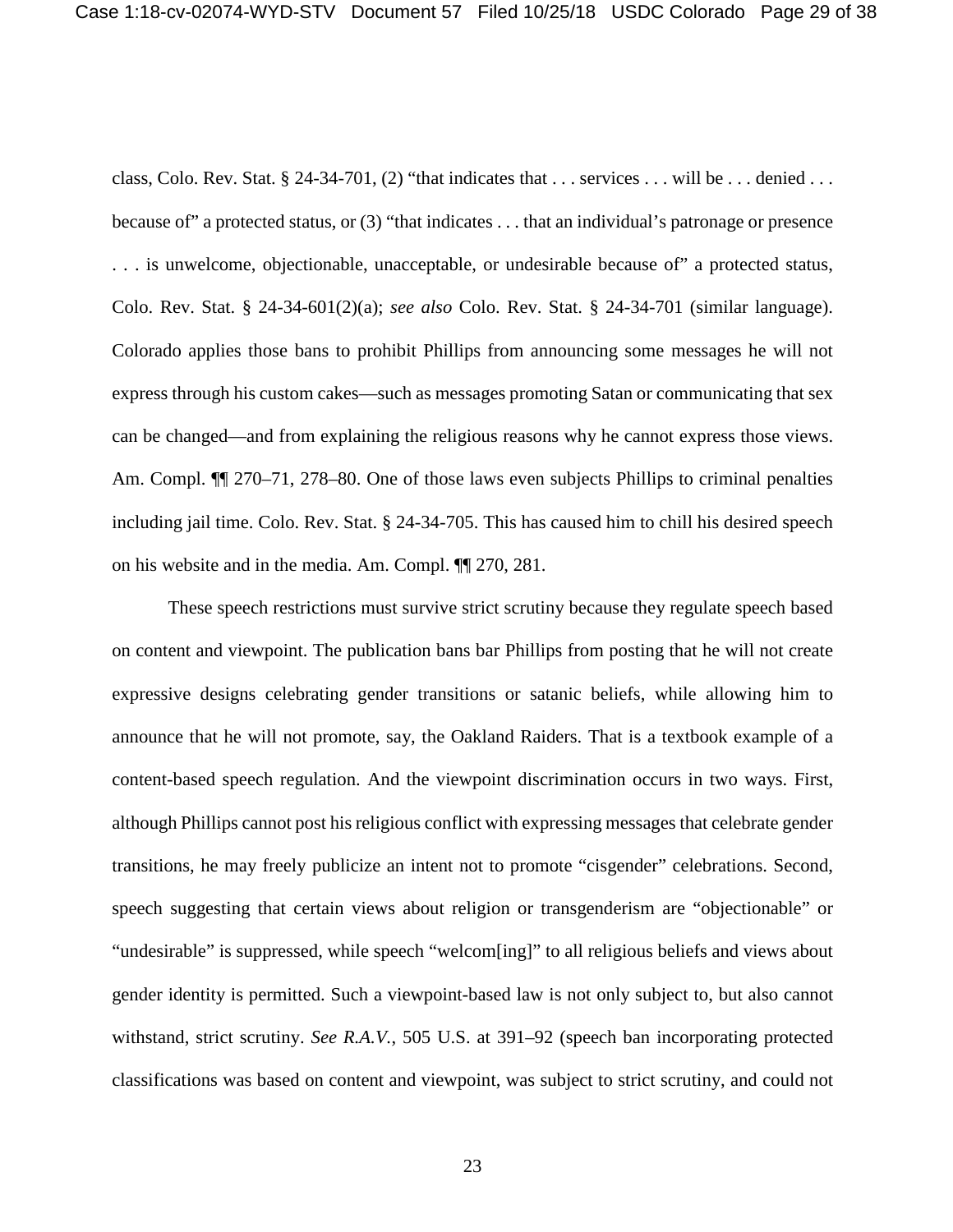class, Colo. Rev. Stat. § 24-34-701, (2) "that indicates that . . . services . . . will be . . . denied . . . because of" a protected status, or (3) "that indicates . . . that an individual's patronage or presence . . . is unwelcome, objectionable, unacceptable, or undesirable because of" a protected status, Colo. Rev. Stat. § 24-34-601(2)(a); *see also* Colo. Rev. Stat. § 24-34-701 (similar language). Colorado applies those bans to prohibit Phillips from announcing some messages he will not express through his custom cakes—such as messages promoting Satan or communicating that sex can be changed—and from explaining the religious reasons why he cannot express those views. Am. Compl. ¶¶ 270–71, 278–80. One of those laws even subjects Phillips to criminal penalties including jail time. Colo. Rev. Stat. § 24-34-705. This has caused him to chill his desired speech on his website and in the media. Am. Compl. ¶¶ 270, 281.

These speech restrictions must survive strict scrutiny because they regulate speech based on content and viewpoint. The publication bans bar Phillips from posting that he will not create expressive designs celebrating gender transitions or satanic beliefs, while allowing him to announce that he will not promote, say, the Oakland Raiders. That is a textbook example of a content-based speech regulation. And the viewpoint discrimination occurs in two ways. First, although Phillips cannot post his religious conflict with expressing messages that celebrate gender transitions, he may freely publicize an intent not to promote "cisgender" celebrations. Second, speech suggesting that certain views about religion or transgenderism are "objectionable" or "undesirable" is suppressed, while speech "welcom[ing]" to all religious beliefs and views about gender identity is permitted. Such a viewpoint-based law is not only subject to, but also cannot withstand, strict scrutiny. *See R.A.V.*, 505 U.S. at 391–92 (speech ban incorporating protected classifications was based on content and viewpoint, was subject to strict scrutiny, and could not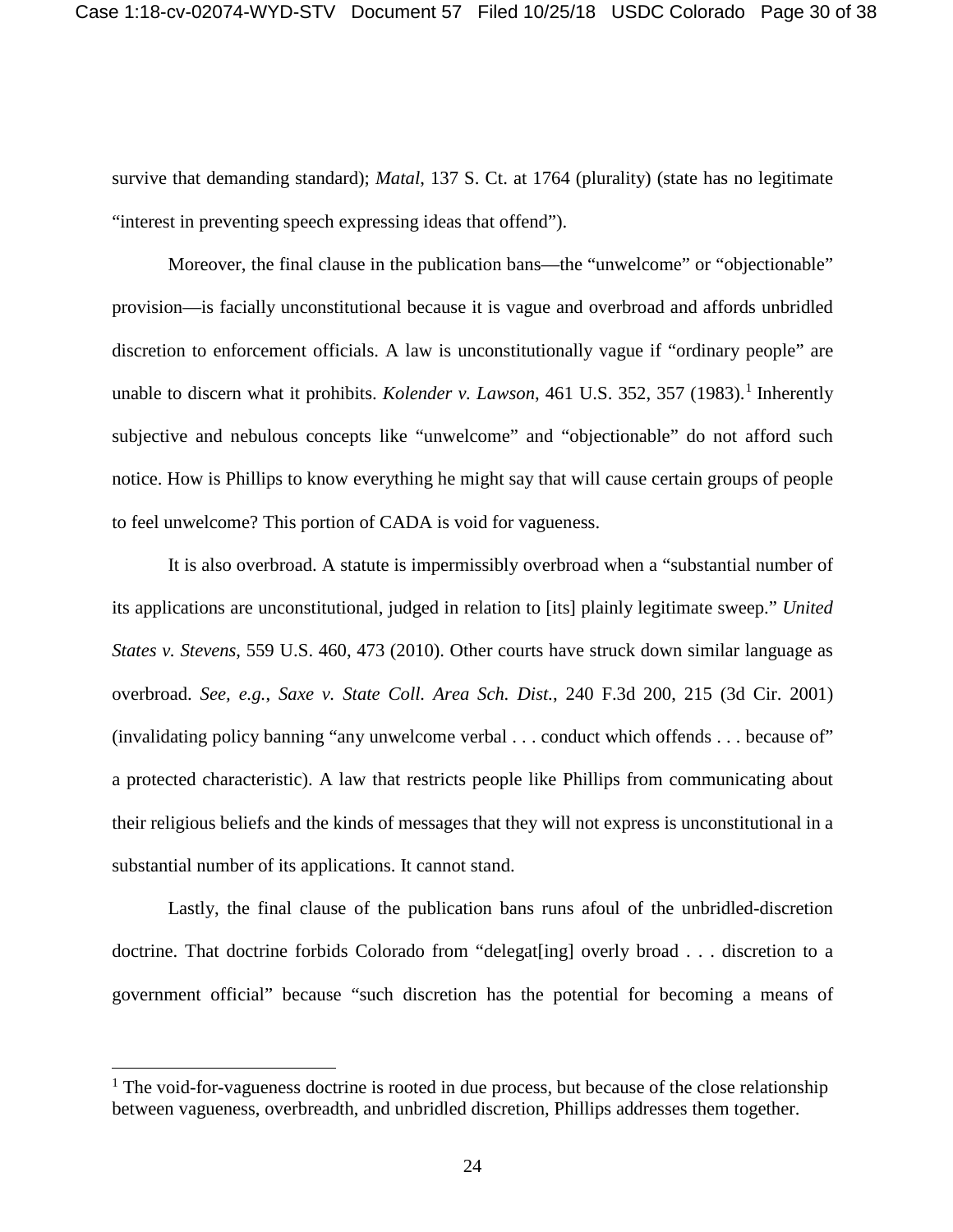survive that demanding standard); *Matal*, 137 S. Ct. at 1764 (plurality) (state has no legitimate "interest in preventing speech expressing ideas that offend").

Moreover, the final clause in the publication bans—the "unwelcome" or "objectionable" provision—is facially unconstitutional because it is vague and overbroad and affords unbridled discretion to enforcement officials. A law is unconstitutionally vague if "ordinary people" are unable to discern what it prohibits. *Kolender v. Lawson*, 461 U.S. 352, 357 (1983).[1] Inherently subjective and nebulous concepts like "unwelcome" and "objectionable" do not afford such notice. How is Phillips to know everything he might say that will cause certain groups of people to feel unwelcome? This portion of CADA is void for vagueness.

It is also overbroad. A statute is impermissibly overbroad when a "substantial number of its applications are unconstitutional, judged in relation to [its] plainly legitimate sweep." *United States v. Stevens*, 559 U.S. 460, 473 (2010). Other courts have struck down similar language as overbroad. *See, e.g.*, *Saxe v. State Coll. Area Sch. Dist.*, 240 F.3d 200, 215 (3d Cir. 2001) (invalidating policy banning "any unwelcome verbal . . . conduct which offends . . . because of" a protected characteristic). A law that restricts people like Phillips from communicating about their religious beliefs and the kinds of messages that they will not express is unconstitutional in a substantial number of its applications. It cannot stand.

Lastly, the final clause of the publication bans runs afoul of the unbridled-discretion doctrine. That doctrine forbids Colorado from "delegat[ing] overly broad . . . discretion to a government official" because "such discretion has the potential for becoming a means of

---

[1] The void-for-vagueness doctrine is rooted in due process, but because of the close relationship between vagueness, overbreadth, and unbridled discretion, Phillips addresses them together.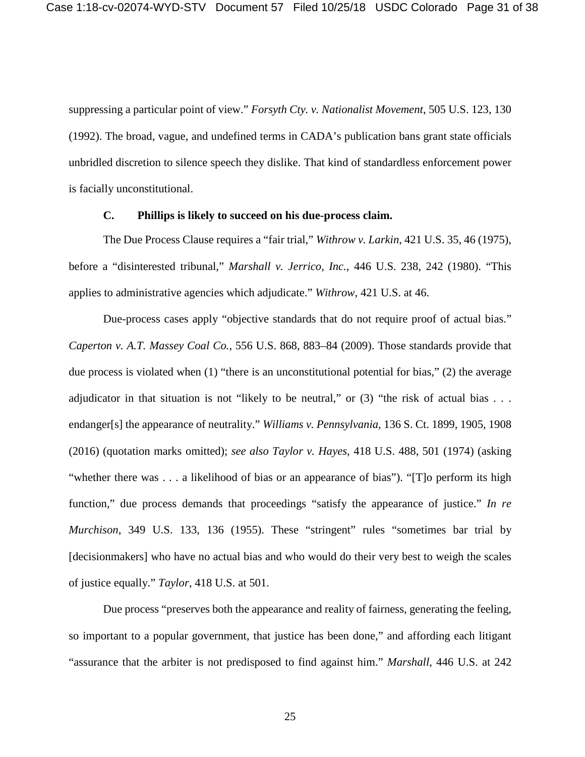suppressing a particular point of view." *Forsyth Cty. v. Nationalist Movement*, 505 U.S. 123, 130 (1992). The broad, vague, and undefined terms in CADA's publication bans grant state officials unbridled discretion to silence speech they dislike. That kind of standardless enforcement power is facially unconstitutional.

### C. Phillips is likely to succeed on his due-process claim.

The Due Process Clause requires a "fair trial," *Withrow v. Larkin*, 421 U.S. 35, 46 (1975), before a "disinterested tribunal," *Marshall v. Jerrico, Inc.*, 446 U.S. 238, 242 (1980). "This applies to administrative agencies which adjudicate." *Withrow*, 421 U.S. at 46.

Due-process cases apply "objective standards that do not require proof of actual bias." *Caperton v. A.T. Massey Coal Co.*, 556 U.S. 868, 883–84 (2009). Those standards provide that due process is violated when (1) "there is an unconstitutional potential for bias," (2) the average adjudicator in that situation is not "likely to be neutral," or (3) "the risk of actual bias . . . endanger[s] the appearance of neutrality." *Williams v. Pennsylvania*, 136 S. Ct. 1899, 1905, 1908 (2016) (quotation marks omitted); *see also Taylor v. Hayes*, 418 U.S. 488, 501 (1974) (asking "whether there was . . . a likelihood of bias or an appearance of bias"). "[T]o perform its high function," due process demands that proceedings "satisfy the appearance of justice." *In re Murchison*, 349 U.S. 133, 136 (1955). These "stringent" rules "sometimes bar trial by [decisionmakers] who have no actual bias and who would do their very best to weigh the scales of justice equally." *Taylor*, 418 U.S. at 501.

Due process "preserves both the appearance and reality of fairness, generating the feeling, so important to a popular government, that justice has been done," and affording each litigant "assurance that the arbiter is not predisposed to find against him." *Marshall*, 446 U.S. at 242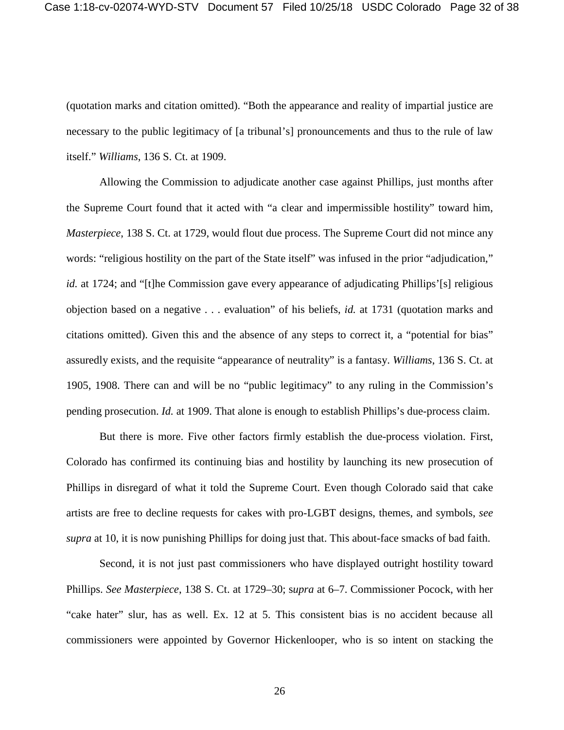(quotation marks and citation omitted). "Both the appearance and reality of impartial justice are necessary to the public legitimacy of [a tribunal's] pronouncements and thus to the rule of law itself." *Williams*, 136 S. Ct. at 1909.

Allowing the Commission to adjudicate another case against Phillips, just months after the Supreme Court found that it acted with "a clear and impermissible hostility" toward him, *Masterpiece*, 138 S. Ct. at 1729, would flout due process. The Supreme Court did not mince any words: "religious hostility on the part of the State itself" was infused in the prior "adjudication," *id.* at 1724; and "[t]he Commission gave every appearance of adjudicating Phillips'[s] religious objection based on a negative . . . evaluation" of his beliefs, *id.* at 1731 (quotation marks and citations omitted). Given this and the absence of any steps to correct it, a "potential for bias" assuredly exists, and the requisite "appearance of neutrality" is a fantasy. *Williams*, 136 S. Ct. at 1905, 1908. There can and will be no "public legitimacy" to any ruling in the Commission's pending prosecution. *Id.* at 1909. That alone is enough to establish Phillips's due-process claim.

But there is more. Five other factors firmly establish the due-process violation. First, Colorado has confirmed its continuing bias and hostility by launching its new prosecution of Phillips in disregard of what it told the Supreme Court. Even though Colorado said that cake artists are free to decline requests for cakes with pro-LGBT designs, themes, and symbols, *see supra* at 10, it is now punishing Phillips for doing just that. This about-face smacks of bad faith.

Second, it is not just past commissioners who have displayed outright hostility toward Phillips. *See Masterpiece*, 138 S. Ct. at 1729–30; *supra* at 6–7. Commissioner Pocock, with her "cake hater" slur, has as well. Ex. 12 at 5. This consistent bias is no accident because all commissioners were appointed by Governor Hickenlooper, who is so intent on stacking the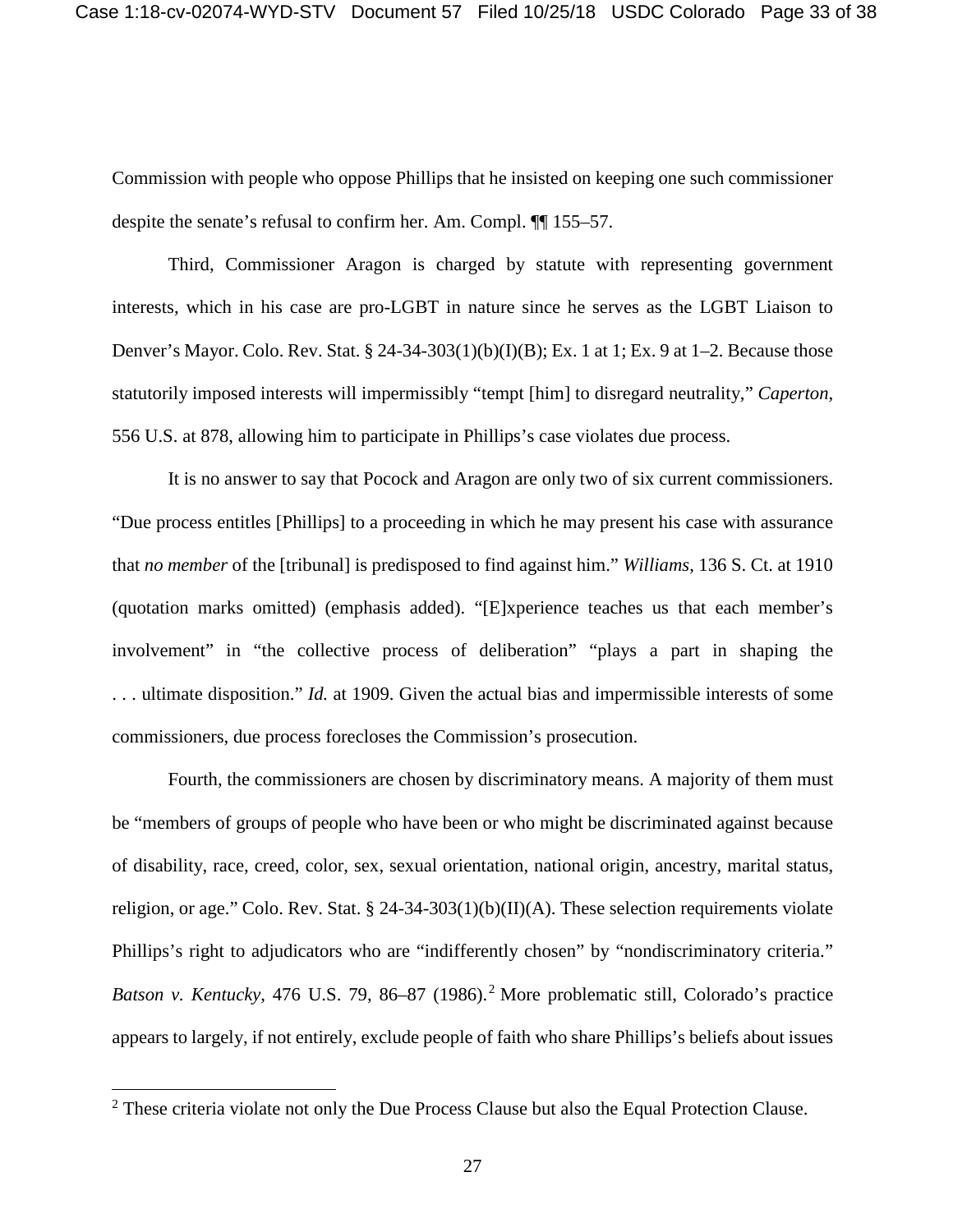Commission with people who oppose Phillips that he insisted on keeping one such commissioner despite the senate's refusal to confirm her. Am. Compl. ¶¶ 155–57.

Third, Commissioner Aragon is charged by statute with representing government interests, which in his case are pro-LGBT in nature since he serves as the LGBT Liaison to Denver's Mayor. Colo. Rev. Stat. § 24-34-303(1)(b)(I)(B); Ex. 1 at 1; Ex. 9 at 1–2. Because those statutorily imposed interests will impermissibly "tempt [him] to disregard neutrality," *Caperton*, 556 U.S. at 878, allowing him to participate in Phillips's case violates due process.

It is no answer to say that Pocock and Aragon are only two of six current commissioners. "Due process entitles [Phillips] to a proceeding in which he may present his case with assurance that *no member* of the [tribunal] is predisposed to find against him." *Williams*, 136 S. Ct. at 1910 (quotation marks omitted) (emphasis added). "[E]xperience teaches us that each member's involvement" in "the collective process of deliberation" "plays a part in shaping the . . . ultimate disposition." *Id.* at 1909. Given the actual bias and impermissible interests of some commissioners, due process forecloses the Commission's prosecution.

Fourth, the commissioners are chosen by discriminatory means. A majority of them must be "members of groups of people who have been or who might be discriminated against because of disability, race, creed, color, sex, sexual orientation, national origin, ancestry, marital status, religion, or age." Colo. Rev. Stat. § 24-34-303(1)(b)(II)(A). These selection requirements violate Phillips's right to adjudicators who are "indifferently chosen" by "nondiscriminatory criteria." *Batson v. Kentucky*, 476 U.S. 79, 86–87 (1986).[2] More problematic still, Colorado's practice appears to largely, if not entirely, exclude people of faith who share Phillips's beliefs about issues

[2] These criteria violate not only the Due Process Clause but also the Equal Protection Clause.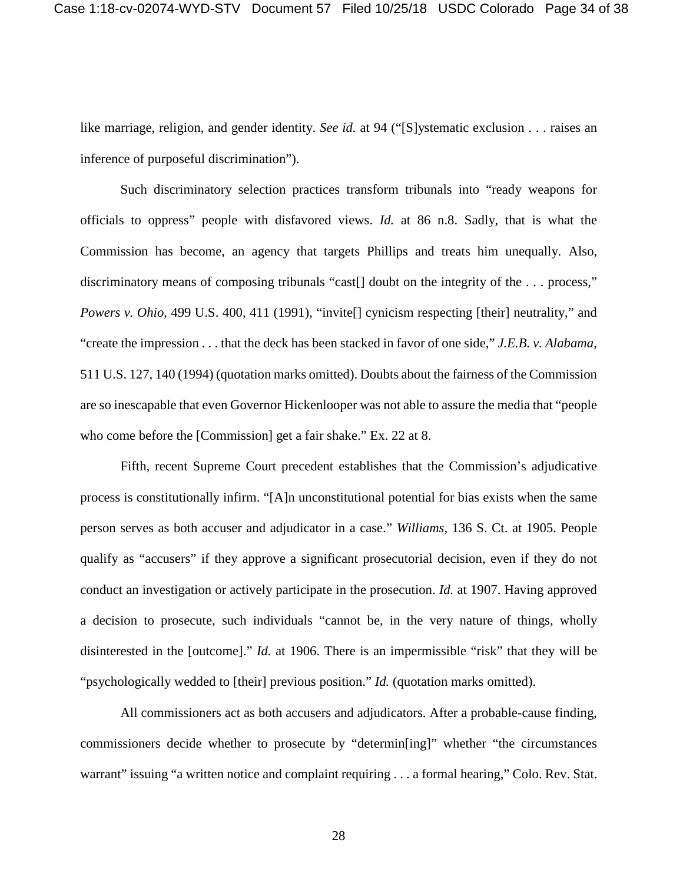like marriage, religion, and gender identity. *See id.* at 94 ("[S]ystematic exclusion . . . raises an inference of purposeful discrimination").

Such discriminatory selection practices transform tribunals into "ready weapons for officials to oppress" people with disfavored views. *Id.* at 86 n.8. Sadly, that is what the Commission has become, an agency that targets Phillips and treats him unequally. Also, discriminatory means of composing tribunals "cast[] doubt on the integrity of the . . . process," *Powers v. Ohio*, 499 U.S. 400, 411 (1991), "invite[] cynicism respecting [their] neutrality," and "create the impression . . . that the deck has been stacked in favor of one side," *J.E.B. v. Alabama*, 511 U.S. 127, 140 (1994) (quotation marks omitted). Doubts about the fairness of the Commission are so inescapable that even Governor Hickenlooper was not able to assure the media that "people who come before the [Commission] get a fair shake." Ex. 22 at 8.

Fifth, recent Supreme Court precedent establishes that the Commission's adjudicative process is constitutionally infirm. "[A]n unconstitutional potential for bias exists when the same person serves as both accuser and adjudicator in a case." *Williams*, 136 S. Ct. at 1905. People qualify as "accusers" if they approve a significant prosecutorial decision, even if they do not conduct an investigation or actively participate in the prosecution. *Id.* at 1907. Having approved a decision to prosecute, such individuals "cannot be, in the very nature of things, wholly disinterested in the [outcome]." *Id.* at 1906. There is an impermissible "risk" that they will be "psychologically wedded to [their] previous position." *Id.* (quotation marks omitted).

All commissioners act as both accusers and adjudicators. After a probable-cause finding, commissioners decide whether to prosecute by "determin[ing]" whether "the circumstances warrant" issuing "a written notice and complaint requiring . . . a formal hearing," Colo. Rev. Stat.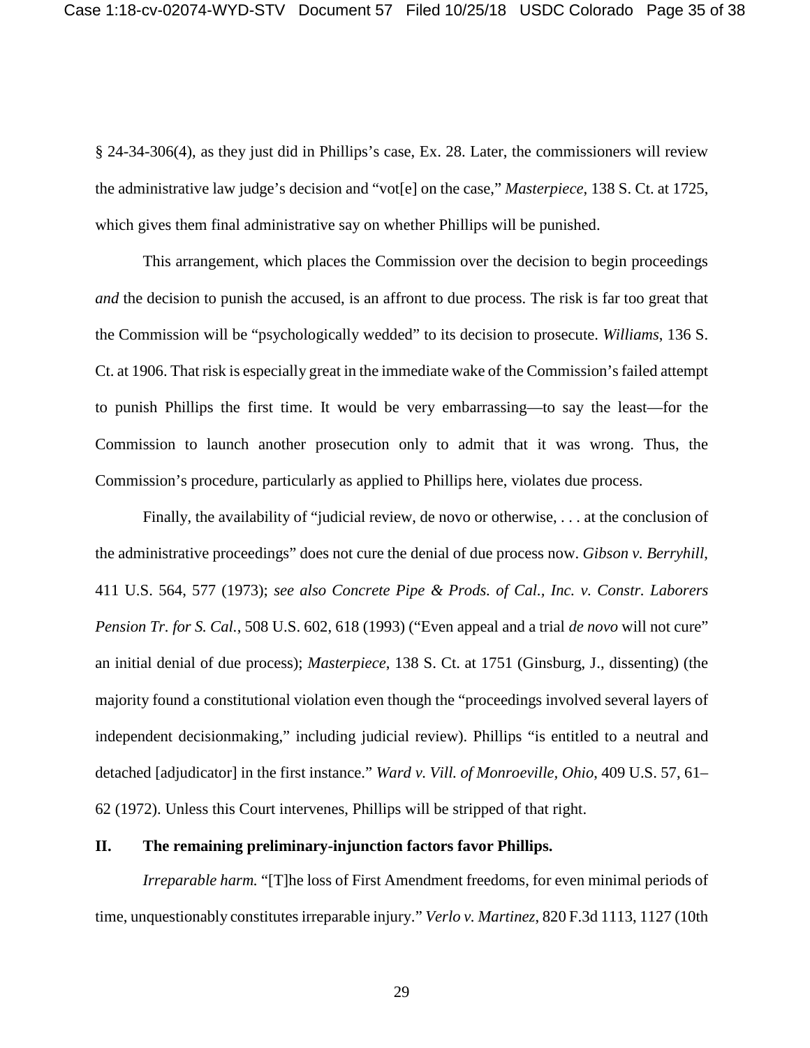§ 24-34-306(4), as they just did in Phillips's case, Ex. 28. Later, the commissioners will review the administrative law judge's decision and "vot[e] on the case," *Masterpiece*, 138 S. Ct. at 1725, which gives them final administrative say on whether Phillips will be punished.

This arrangement, which places the Commission over the decision to begin proceedings *and* the decision to punish the accused, is an affront to due process. The risk is far too great that the Commission will be "psychologically wedded" to its decision to prosecute. *Williams*, 136 S. Ct. at 1906. That risk is especially great in the immediate wake of the Commission's failed attempt to punish Phillips the first time. It would be very embarrassing—to say the least—for the Commission to launch another prosecution only to admit that it was wrong. Thus, the Commission's procedure, particularly as applied to Phillips here, violates due process.

Finally, the availability of "judicial review, de novo or otherwise, . . . at the conclusion of the administrative proceedings" does not cure the denial of due process now. *Gibson v. Berryhill*, 411 U.S. 564, 577 (1973); *see also Concrete Pipe & Prods. of Cal., Inc. v. Constr. Laborers Pension Tr. for S. Cal.*, 508 U.S. 602, 618 (1993) ("Even appeal and a trial *de novo* will not cure" an initial denial of due process); *Masterpiece*, 138 S. Ct. at 1751 (Ginsburg, J., dissenting) (the majority found a constitutional violation even though the "proceedings involved several layers of independent decisionmaking," including judicial review). Phillips "is entitled to a neutral and detached [adjudicator] in the first instance." *Ward v. Vill. of Monroeville, Ohio*, 409 U.S. 57, 61–62 (1972). Unless this Court intervenes, Phillips will be stripped of that right.

## II. The remaining preliminary-injunction factors favor Phillips.

*Irreparable harm.* "[T]he loss of First Amendment freedoms, for even minimal periods of time, unquestionably constitutes irreparable injury." *Verlo v. Martinez*, 820 F.3d 1113, 1127 (10th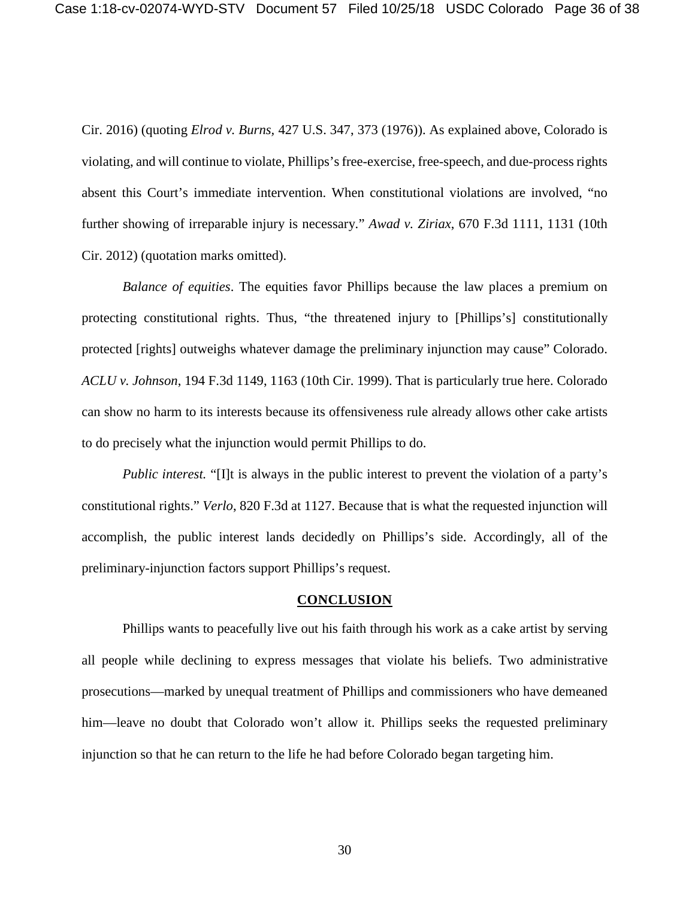Cir. 2016) (quoting *Elrod v. Burns*, 427 U.S. 347, 373 (1976)). As explained above, Colorado is violating, and will continue to violate, Phillips's free-exercise, free-speech, and due-process rights absent this Court's immediate intervention. When constitutional violations are involved, "no further showing of irreparable injury is necessary." *Awad v. Ziriax*, 670 F.3d 1111, 1131 (10th Cir. 2012) (quotation marks omitted).

*Balance of equities*. The equities favor Phillips because the law places a premium on protecting constitutional rights. Thus, "the threatened injury to [Phillips's] constitutionally protected [rights] outweighs whatever damage the preliminary injunction may cause" Colorado. *ACLU v. Johnson*, 194 F.3d 1149, 1163 (10th Cir. 1999). That is particularly true here. Colorado can show no harm to its interests because its offensiveness rule already allows other cake artists to do precisely what the injunction would permit Phillips to do.

*Public interest.* "[I]t is always in the public interest to prevent the violation of a party's constitutional rights." *Verlo*, 820 F.3d at 1127. Because that is what the requested injunction will accomplish, the public interest lands decidedly on Phillips's side. Accordingly, all of the preliminary-injunction factors support Phillips's request.

## CONCLUSION

Phillips wants to peacefully live out his faith through his work as a cake artist by serving all people while declining to express messages that violate his beliefs. Two administrative prosecutions—marked by unequal treatment of Phillips and commissioners who have demeaned him—leave no doubt that Colorado won't allow it. Phillips seeks the requested preliminary injunction so that he can return to the life he had before Colorado began targeting him.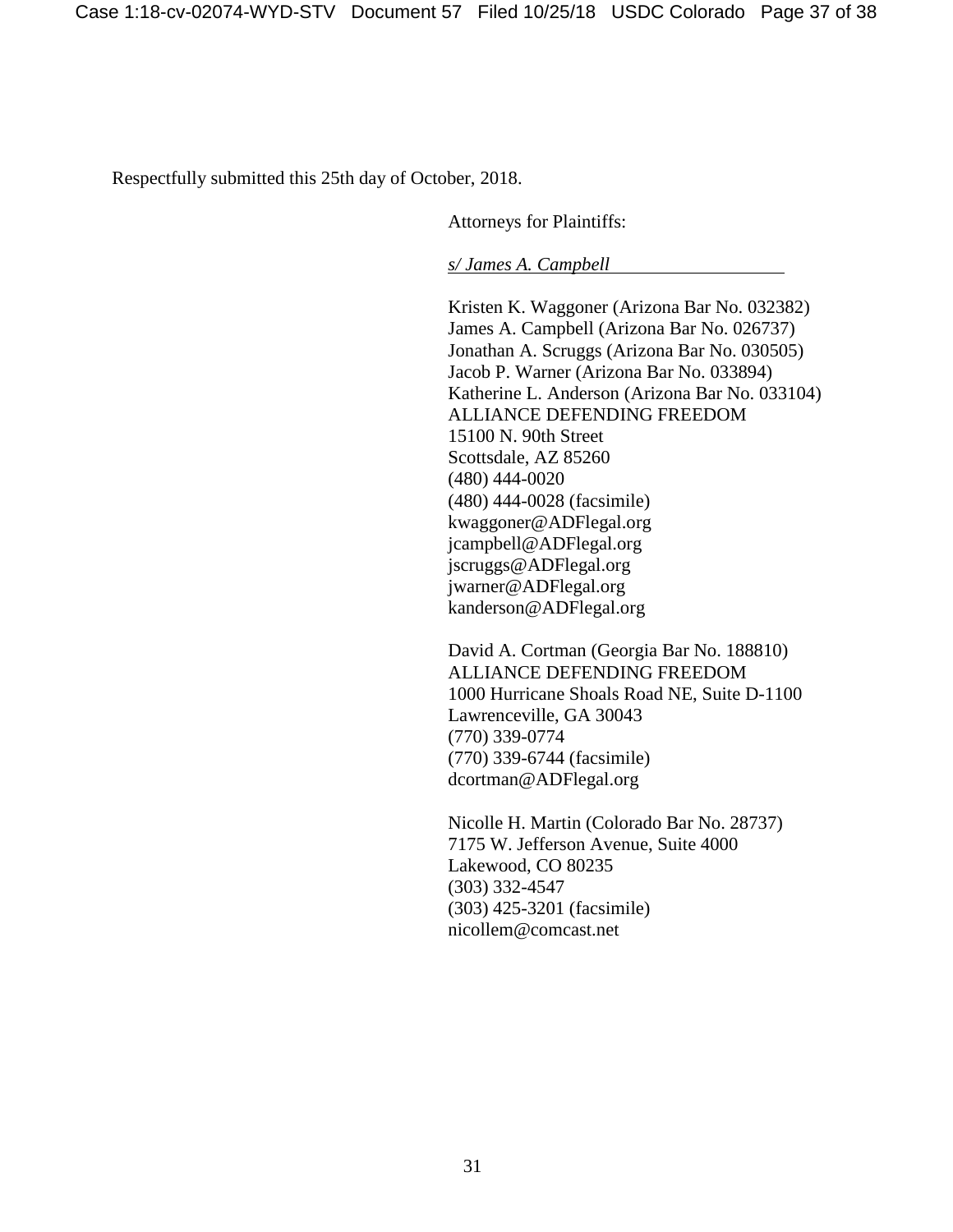Respectfully submitted this 25th day of October, 2018.

Attorneys for Plaintiffs:

*s/ James A. Campbell*

Kristen K. Waggoner (Arizona Bar No. 032382)
James A. Campbell (Arizona Bar No. 026737)
Jonathan A. Scruggs (Arizona Bar No. 030505)
Jacob P. Warner (Arizona Bar No. 033894)
Katherine L. Anderson (Arizona Bar No. 033104)
ALLIANCE DEFENDING FREEDOM
15100 N. 90th Street
Scottsdale, AZ 85260
(480) 444-0020
(480) 444-0028 (facsimile)
kwaggoner@ADFlegal.org
jcampbell@ADFlegal.org
jscruggs@ADFlegal.org
jwarner@ADFlegal.org
kanderson@ADFlegal.org

David A. Cortman (Georgia Bar No. 188810)
ALLIANCE DEFENDING FREEDOM
1000 Hurricane Shoals Road NE, Suite D-1100
Lawrenceville, GA 30043
(770) 339-0774
(770) 339-6744 (facsimile)
dcortman@ADFlegal.org

Nicolle H. Martin (Colorado Bar No. 28737)
7175 W. Jefferson Avenue, Suite 4000
Lakewood, CO 80235
(303) 332-4547
(303) 425-3201 (facsimile)
nicollem@comcast.net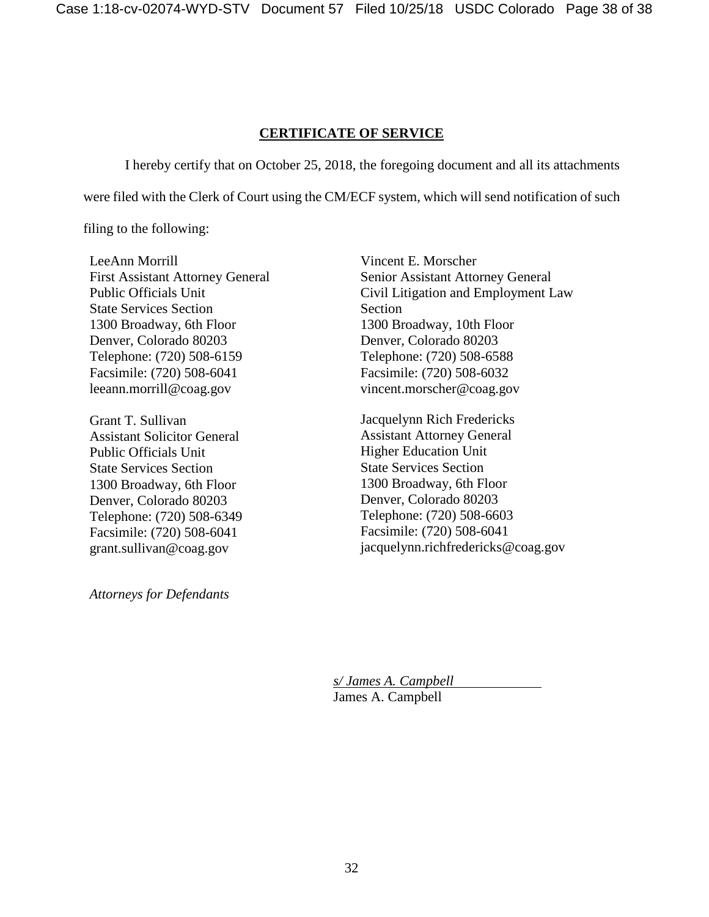## **CERTIFICATE OF SERVICE**

I hereby certify that on October 25, 2018, the foregoing document and all its attachments were filed with the Clerk of Court using the CM/ECF system, which will send notification of such filing to the following:

LeeAnn Morrill
First Assistant Attorney General
Public Officials Unit
State Services Section
1300 Broadway, 6th Floor
Denver, Colorado 80203
Telephone: (720) 508-6159
Facsimile: (720) 508-6041
leeann.morrill@coag.gov

Grant T. Sullivan
Assistant Solicitor General
Public Officials Unit
State Services Section
1300 Broadway, 6th Floor
Denver, Colorado 80203
Telephone: (720) 508-6349
Facsimile: (720) 508-6041
grant.sullivan@coag.gov

Vincent E. Morscher
Senior Assistant Attorney General
Civil Litigation and Employment Law Section
1300 Broadway, 10th Floor
Denver, Colorado 80203
Telephone: (720) 508-6588
Facsimile: (720) 508-6032
vincent.morscher@coag.gov

Jacquelynn Rich Fredericks
Assistant Attorney General
Higher Education Unit
State Services Section
1300 Broadway, 6th Floor
Denver, Colorado 80203
Telephone: (720) 508-6603
Facsimile: (720) 508-6041
jacquelynn.richfredericks@coag.gov

*Attorneys for Defendants*

*s/ James A. Campbell*
James A. Campbell